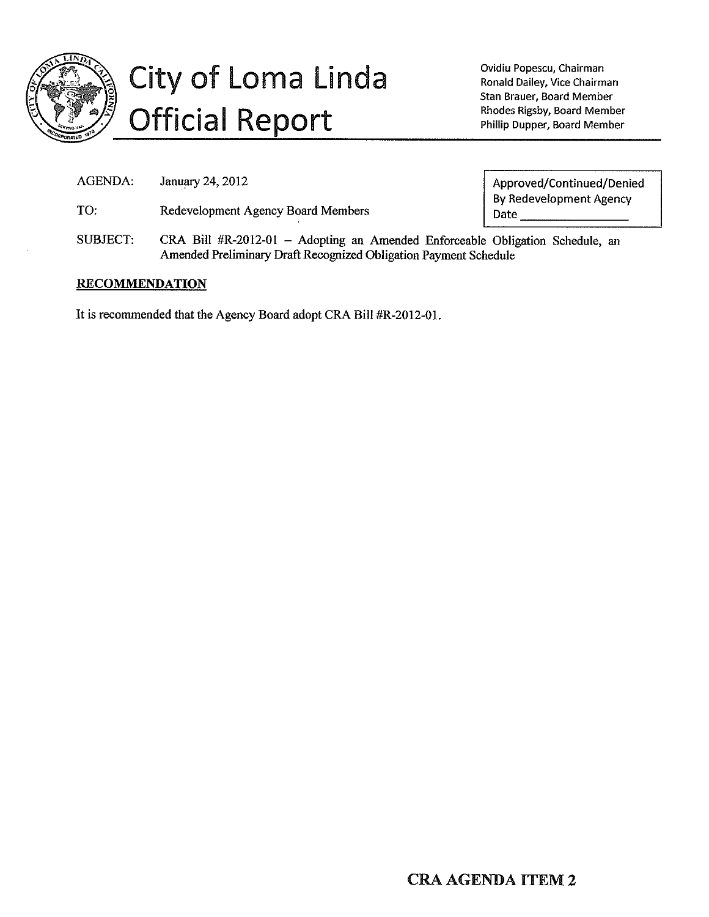# City of Loma Linda Official Report

Ovidiu Popescu, Chairman
Ronald Dailey, Vice Chairman
Stan Brauer, Board Member
Rhodes Rigsby, Board Member
Phillip Dupper, Board Member

AGENDA: January 24, 2012

TO: Redevelopment Agency Board Members

| Approved/Continued/Denied By Redevelopment Agency Date ________________ |
|---|

SUBJECT: CRA Bill #R-2012-01 – Adopting an Amended Enforceable Obligation Schedule, an Amended Preliminary Draft Recognized Obligation Payment Schedule

**RECOMMENDATION**

It is recommended that the Agency Board adopt CRA Bill #R-2012-01.

**CRA AGENDA ITEM 2**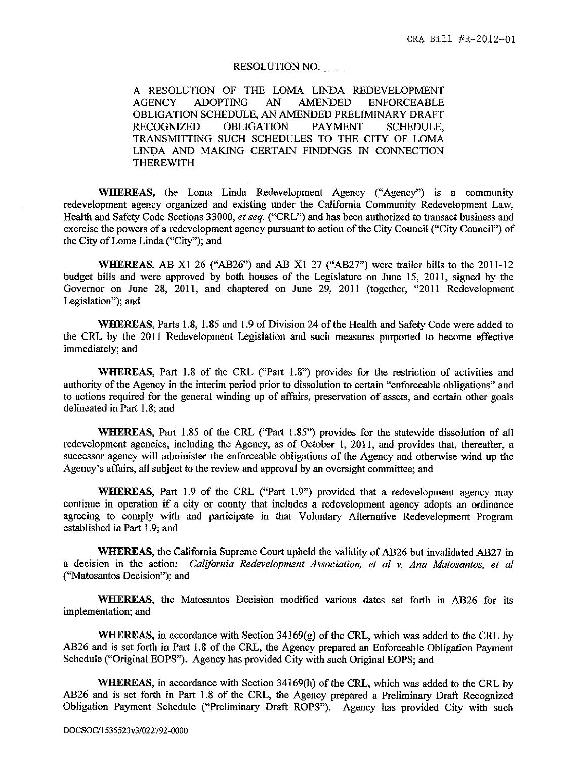RESOLUTION NO. ____

A RESOLUTION OF THE LOMA LINDA REDEVELOPMENT AGENCY ADOPTING AN AMENDED ENFORCEABLE OBLIGATION SCHEDULE, AN AMENDED PRELIMINARY DRAFT RECOGNIZED OBLIGATION PAYMENT SCHEDULE, TRANSMITTING SUCH SCHEDULES TO THE CITY OF LOMA LINDA AND MAKING CERTAIN FINDINGS IN CONNECTION THEREWITH

**WHEREAS,** the Loma Linda Redevelopment Agency ("Agency") is a community redevelopment agency organized and existing under the California Community Redevelopment Law, Health and Safety Code Sections 33000, *et seq.* ("CRL") and has been authorized to transact business and exercise the powers of a redevelopment agency pursuant to action of the City Council ("City Council") of the City of Loma Linda ("City"); and

**WHEREAS,** AB X1 26 ("AB26") and AB X1 27 ("AB27") were trailer bills to the 2011-12 budget bills and were approved by both houses of the Legislature on June 15, 2011, signed by the Governor on June 28, 2011, and chaptered on June 29, 2011 (together, "2011 Redevelopment Legislation"); and

**WHEREAS,** Parts 1.8, 1.85 and 1.9 of Division 24 of the Health and Safety Code were added to the CRL by the 2011 Redevelopment Legislation and such measures purported to become effective immediately; and

**WHEREAS,** Part 1.8 of the CRL ("Part 1.8") provides for the restriction of activities and authority of the Agency in the interim period prior to dissolution to certain "enforceable obligations" and to actions required for the general winding up of affairs, preservation of assets, and certain other goals delineated in Part 1.8; and

**WHEREAS,** Part 1.85 of the CRL ("Part 1.85") provides for the statewide dissolution of all redevelopment agencies, including the Agency, as of October 1, 2011, and provides that, thereafter, a successor agency will administer the enforceable obligations of the Agency and otherwise wind up the Agency's affairs, all subject to the review and approval by an oversight committee; and

**WHEREAS,** Part 1.9 of the CRL ("Part 1.9") provided that a redevelopment agency may continue in operation if a city or county that includes a redevelopment agency adopts an ordinance agreeing to comply with and participate in that Voluntary Alternative Redevelopment Program established in Part 1.9; and

**WHEREAS,** the California Supreme Court upheld the validity of AB26 but invalidated AB27 in a decision in the action: *California Redevelopment Association, et al v. Ana Matosantos, et al* ("Matosantos Decision"); and

**WHEREAS,** the Matosantos Decision modified various dates set forth in AB26 for its implementation; and

**WHEREAS,** in accordance with Section 34169(g) of the CRL, which was added to the CRL by AB26 and is set forth in Part 1.8 of the CRL, the Agency prepared an Enforceable Obligation Payment Schedule ("Original EOPS"). Agency has provided City with such Original EOPS; and

**WHEREAS,** in accordance with Section 34169(h) of the CRL, which was added to the CRL by AB26 and is set forth in Part 1.8 of the CRL, the Agency prepared a Preliminary Draft Recognized Obligation Payment Schedule ("Preliminary Draft ROPS"). Agency has provided City with such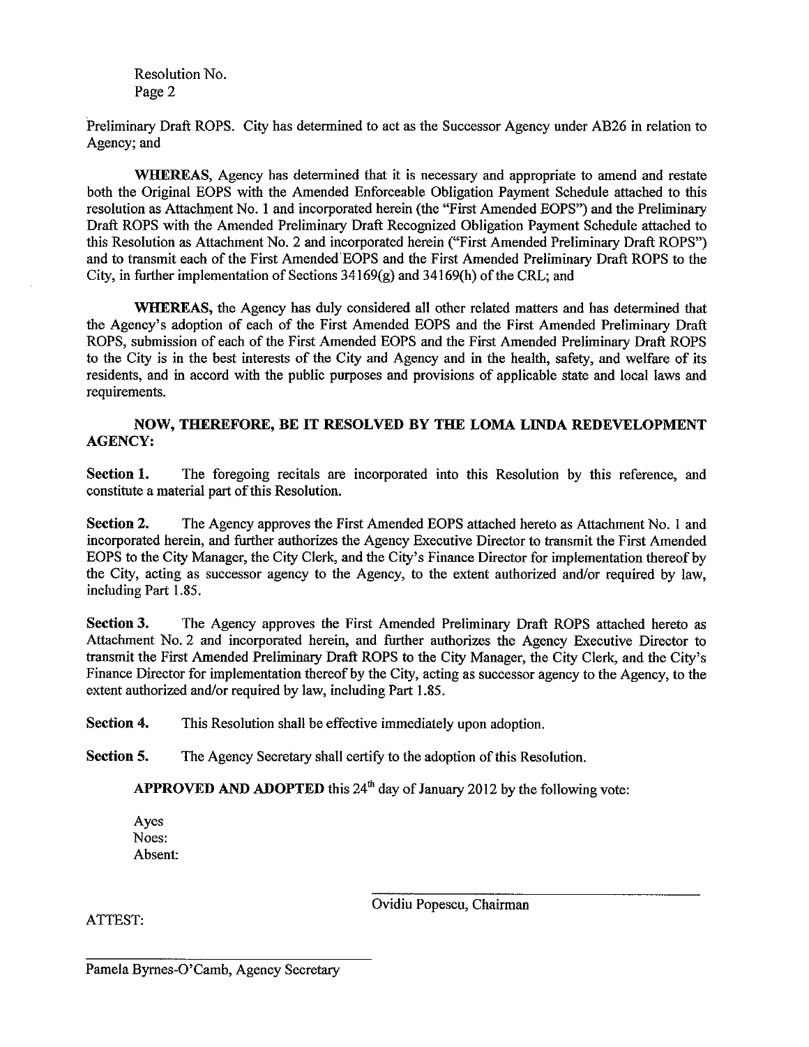Resolution No.
Page 2

Preliminary Draft ROPS. City has determined to act as the Successor Agency under AB26 in relation to Agency; and

**WHEREAS,** Agency has determined that it is necessary and appropriate to amend and restate both the Original EOPS with the Amended Enforceable Obligation Payment Schedule attached to this resolution as Attachment No. 1 and incorporated herein (the "First Amended EOPS") and the Preliminary Draft ROPS with the Amended Preliminary Draft Recognized Obligation Payment Schedule attached to this Resolution as Attachment No. 2 and incorporated herein ("First Amended Preliminary Draft ROPS") and to transmit each of the First Amended EOPS and the First Amended Preliminary Draft ROPS to the City, in further implementation of Sections 34169(g) and 34169(h) of the CRL; and

**WHEREAS,** the Agency has duly considered all other related matters and has determined that the Agency's adoption of each of the First Amended EOPS and the First Amended Preliminary Draft ROPS, submission of each of the First Amended EOPS and the First Amended Preliminary Draft ROPS to the City is in the best interests of the City and Agency and in the health, safety, and welfare of its residents, and in accord with the public purposes and provisions of applicable state and local laws and requirements.

**NOW, THEREFORE, BE IT RESOLVED BY THE LOMA LINDA REDEVELOPMENT AGENCY:**

**Section 1.** The foregoing recitals are incorporated into this Resolution by this reference, and constitute a material part of this Resolution.

**Section 2.** The Agency approves the First Amended EOPS attached hereto as Attachment No. 1 and incorporated herein, and further authorizes the Agency Executive Director to transmit the First Amended EOPS to the City Manager, the City Clerk, and the City's Finance Director for implementation thereof by the City, acting as successor agency to the Agency, to the extent authorized and/or required by law, including Part 1.85.

**Section 3.** The Agency approves the First Amended Preliminary Draft ROPS attached hereto as Attachment No. 2 and incorporated herein, and further authorizes the Agency Executive Director to transmit the First Amended Preliminary Draft ROPS to the City Manager, the City Clerk, and the City's Finance Director for implementation thereof by the City, acting as successor agency to the Agency, to the extent authorized and/or required by law, including Part 1.85.

**Section 4.** This Resolution shall be effective immediately upon adoption.

**Section 5.** The Agency Secretary shall certify to the adoption of this Resolution.

**APPROVED AND ADOPTED** this 24th day of January 2012 by the following vote:

Ayes
Noes:
Absent:

\_\_\_\_\_\_\_\_\_\_\_\_\_\_\_\_\_\_\_\_\_\_\_\_\_\_\_\_\_\_\_\_\_\_\_\_
Ovidiu Popescu, Chairman

ATTEST:

\_\_\_\_\_\_\_\_\_\_\_\_\_\_\_\_\_\_\_\_\_\_\_\_\_\_\_\_\_\_\_\_\_\_\_\_
Pamela Byrnes-O'Camb, Agency Secretary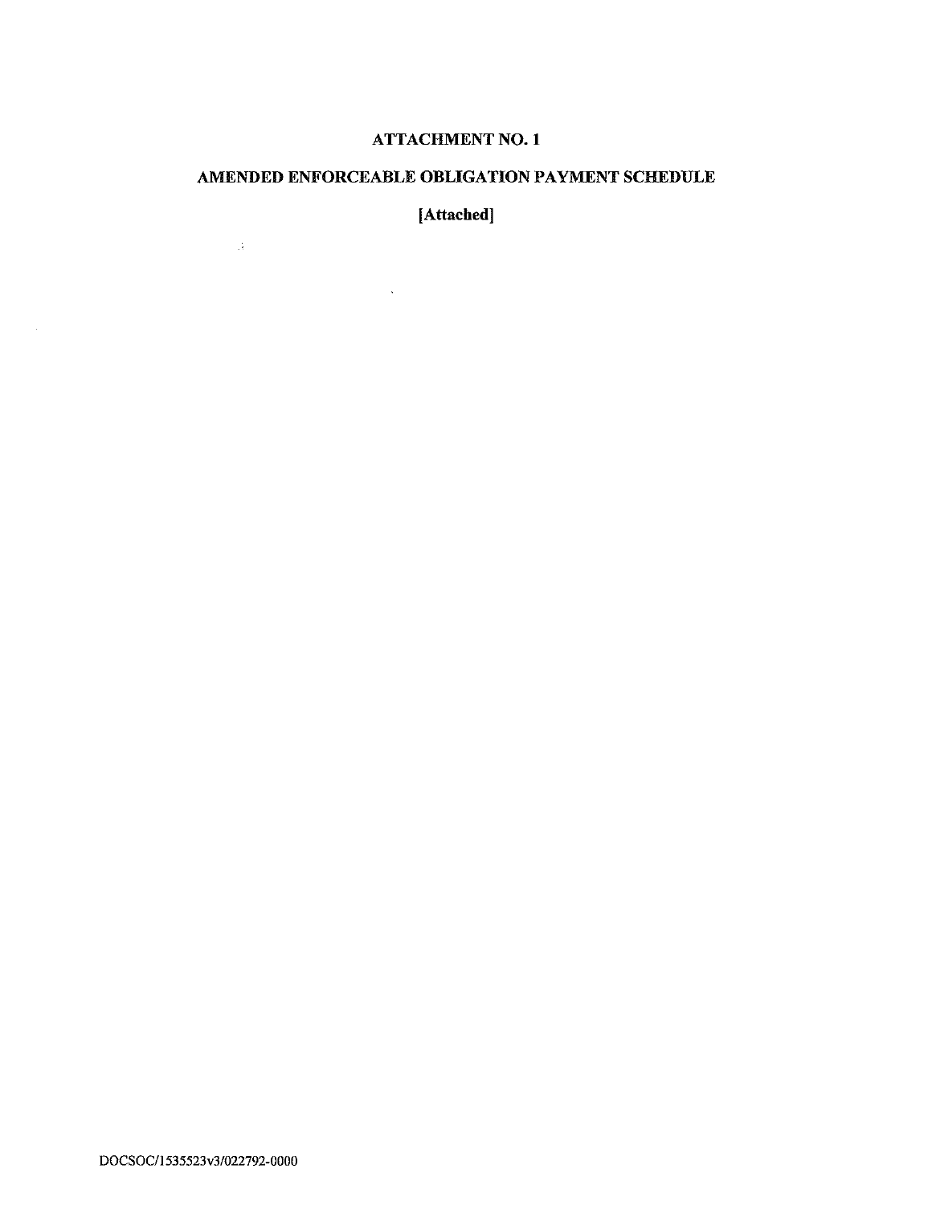# ATTACHMENT NO. 1

## AMENDED ENFORCEABLE OBLIGATION PAYMENT SCHEDULE

**[Attached]**

DOCSOC/1535523v3/022792-0000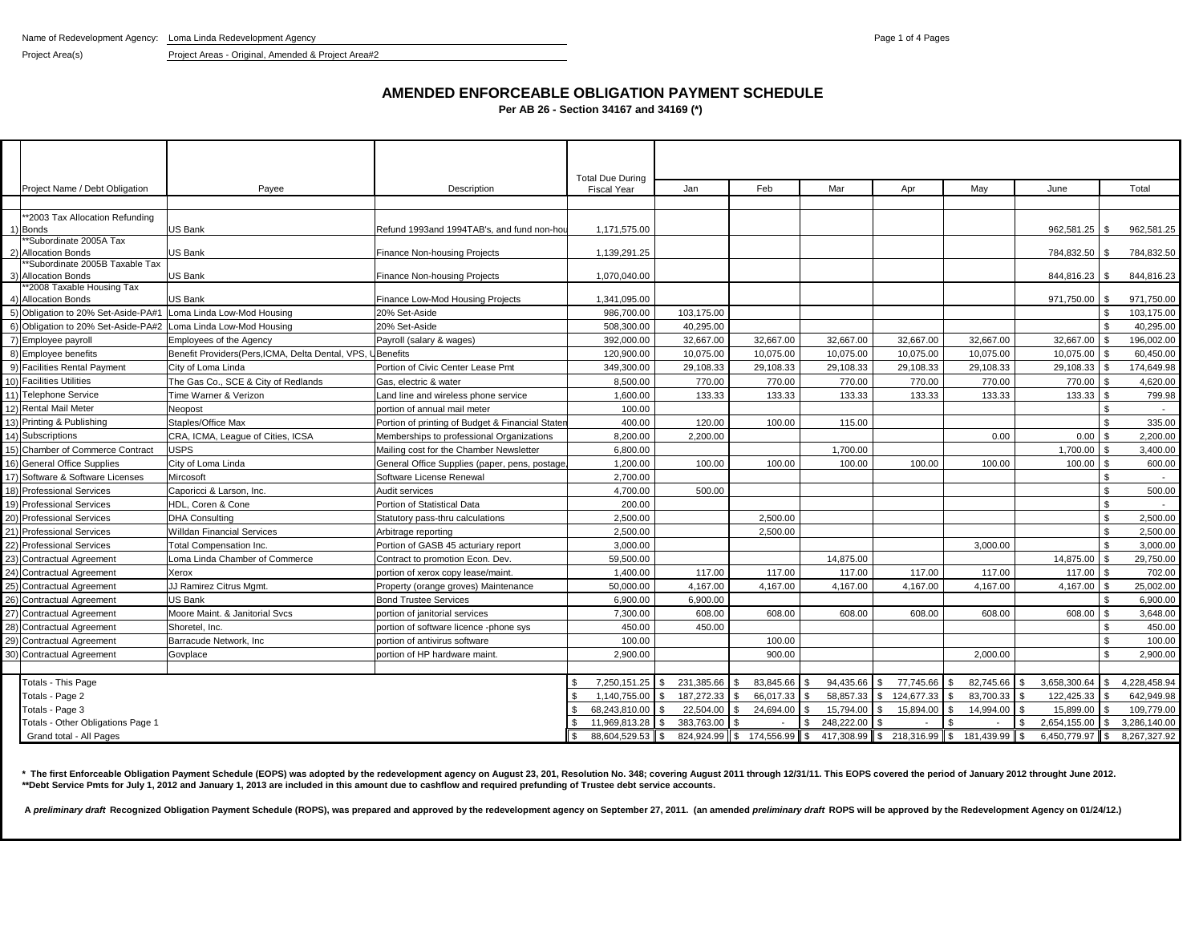Name of Redevelopment Agency: Loma Linda Redevelopment Agency

Project Area(s): Project Areas - Original, Amended & Project Area#2

# AMENDED ENFORCEABLE OBLIGATION PAYMENT SCHEDULE

**Per AB 26 - Section 34167 and 34169 (*)**

| | Project Name / Debt Obligation | Payee | Description | Total Due During Fiscal Year | Jan | Feb | Mar | Apr | May | June | Total |
|---|---|---|---|---|---|---|---|---|---|---|---|
| 1) | **2003 Tax Allocation Refunding Bonds | US Bank | Refund 1993and 1994TAB's, and fund non-hou | 1,171,575.00 | | | | | | 962,581.25 | $ 962,581.25 |
| 2) | **Subordinate 2005A Tax Allocation Bonds | US Bank | Finance Non-housing Projects | 1,139,291.25 | | | | | | 784,832.50 | $ 784,832.50 |
| 3) | **Subordinate 2005B Taxable Tax Allocation Bonds | US Bank | Finance Non-housing Projects | 1,070,040.00 | | | | | | 844,816.23 | $ 844,816.23 |
| 4) | **2008 Taxable Housing Tax Allocation Bonds | US Bank | Finance Low-Mod Housing Projects | 1,341,095.00 | | | | | | 971,750.00 | $ 971,750.00 |
| 5) | Obligation to 20% Set-Aside-PA#1 | Loma Linda Low-Mod Housing | 20% Set-Aside | 986,700.00 | 103,175.00 | | | | | | $ 103,175.00 |
| 6) | Obligation to 20% Set-Aside-PA#2 | Loma Linda Low-Mod Housing | 20% Set-Aside | 508,300.00 | 40,295.00 | | | | | | $ 40,295.00 |
| 7) | Employee payroll | Employees of the Agency | Payroll (salary & wages) | 392,000.00 | 32,667.00 | 32,667.00 | 32,667.00 | 32,667.00 | 32,667.00 | 32,667.00 | $ 196,002.00 |
| 8) | Employee benefits | Benefit Providers(Pers,ICMA, Delta Dental, VPS, U | Benefits | 120,900.00 | 10,075.00 | 10,075.00 | 10,075.00 | 10,075.00 | 10,075.00 | 10,075.00 | $ 60,450.00 |
| 9) | Facilities Rental Payment | City of Loma Linda | Portion of Civic Center Lease Pmt | 349,300.00 | 29,108.33 | 29,108.33 | 29,108.33 | 29,108.33 | 29,108.33 | 29,108.33 | $ 174,649.98 |
| 10) | Facilities Utilities | The Gas Co., SCE & City of Redlands | Gas, electric & water | 8,500.00 | 770.00 | 770.00 | 770.00 | 770.00 | 770.00 | 770.00 | $ 4,620.00 |
| 11) | Telephone Service | Time Warner & Verizon | Land line and wireless phone service | 1,600.00 | 133.33 | 133.33 | 133.33 | 133.33 | 133.33 | 133.33 | $ 799.98 |
| 12) | Rental Mail Meter | Neopost | portion of annual mail meter | 100.00 | | | | | | | $ - |
| 13) | Printing & Publishing | Staples/Office Max | Portion of printing of Budget & Financial Staten | 400.00 | 120.00 | 100.00 | 115.00 | | | | $ 335.00 |
| 14) | Subscriptions | CRA, ICMA, League of Cities, ICSA | Memberships to professional Organizations | 8,200.00 | 2,200.00 | | | | 0.00 | 0.00 | $ 2,200.00 |
| 15) | Chamber of Commerce Contract | USPS | Mailing cost for the Chamber Newsletter | 6,800.00 | | | 1,700.00 | | | 1,700.00 | $ 3,400.00 |
| 16) | General Office Supplies | City of Loma Linda | General Office Supplies (paper, pens, postage, | 1,200.00 | 100.00 | 100.00 | 100.00 | 100.00 | 100.00 | 100.00 | $ 600.00 |
| 17) | Software & Software Licenses | Mircosoft | Software License Renewal | 2,700.00 | | | | | | | $ - |
| 18) | Professional Services | Caporicci & Larson, Inc. | Audit services | 4,700.00 | 500.00 | | | | | | $ 500.00 |
| 19) | Professional Services | HDL, Coren & Cone | Portion of Statistical Data | 200.00 | | | | | | | $ - |
| 20) | Professional Services | DHA Consulting | Statutory pass-thru calculations | 2,500.00 | | 2,500.00 | | | | | $ 2,500.00 |
| 21) | Professional Services | Willdan Financial Services | Arbitrage reporting | 2,500.00 | | 2,500.00 | | | | | $ 2,500.00 |
| 22) | Professional Services | Total Compensation Inc. | Portion of GASB 45 acturiary report | 3,000.00 | | | | | 3,000.00 | | $ 3,000.00 |
| 23) | Contractual Agreement | Loma Linda Chamber of Commerce | Contract to promotion Econ. Dev. | 59,500.00 | | | 14,875.00 | | | 14,875.00 | $ 29,750.00 |
| 24) | Contractual Agreement | Xerox | portion of xerox copy lease/maint. | 1,400.00 | 117.00 | 117.00 | 117.00 | 117.00 | 117.00 | 117.00 | $ 702.00 |
| 25) | Contractual Agreement | JJ Ramirez Citrus Mgmt. | Property (orange groves) Maintenance | 50,000.00 | 4,167.00 | 4,167.00 | 4,167.00 | 4,167.00 | 4,167.00 | 4,167.00 | $ 25,002.00 |
| 26) | Contractual Agreement | US Bank | Bond Trustee Services | 6,900.00 | 6,900.00 | | | | | | $ 6,900.00 |
| 27) | Contractual Agreement | Moore Maint. & Janitorial Svcs | portion of janitorial services | 7,300.00 | 608.00 | 608.00 | 608.00 | 608.00 | 608.00 | 608.00 | $ 3,648.00 |
| 28) | Contractual Agreement | Shoretel, Inc. | portion of software licence -phone sys | 450.00 | 450.00 | | | | | | $ 450.00 |
| 29) | Contractual Agreement | Barracude Network, Inc | portion of antivirus software | 100.00 | | 100.00 | | | | | $ 100.00 |
| 30) | Contractual Agreement | Govplace | portion of HP hardware maint. | 2,900.00 | | 900.00 | | | 2,000.00 | | $ 2,900.00 |
| | Totals - This Page | | | $ 7,250,151.25 | $ 231,385.66 | $ 83,845.66 | $ 94,435.66 | $ 77,745.66 | $ 82,745.66 | $ 3,658,300.64 | $ 4,228,458.94 |
| | Totals - Page 2 | | | $ 1,140,755.00 | $ 187,272.33 | $ 66,017.33 | $ 58,857.33 | $ 124,677.33 | $ 83,700.33 | $ 122,425.33 | $ 642,949.98 |
| | Totals - Page 3 | | | $ 68,243,810.00 | $ 22,504.00 | $ 24,694.00 | $ 15,794.00 | $ 15,894.00 | $ 14,994.00 | $ 15,899.00 | $ 109,779.00 |
| | Totals - Other Obligations Page 1 | | | $ 11,969,813.28 | $ 383,763.00 | $ - | $ 248,222.00 | $ - | $ - | $ 2,654,155.00 | $ 3,286,140.00 |
| | Grand total - All Pages | | | $ 88,604,529.53 | $ 824,924.99 | $ 174,556.99 | $ 417,308.99 | $ 218,316.99 | $ 181,439.99 | $ 6,450,779.97 | $ 8,267,327.92 |

**\* The first Enforceable Obligation Payment Schedule (EOPS) was adopted by the redevelopment agency on August 23, 201, Resolution No. 348; covering August 2011 through 12/31/11. This EOPS covered the period of January 2012 throught June 2012.**
****Debt Service Pmts for July 1, 2012 and January 1, 2013 are included in this amount due to cashflow and required prefunding of Trustee debt service accounts.**

**A *preliminary draft* Recognized Obligation Payment Schedule (ROPS), was prepared and approved by the redevelopment agency on September 27, 2011. (an amended *preliminary draft* ROPS will be approved by the Redevelopment Agency on 01/24/12.)**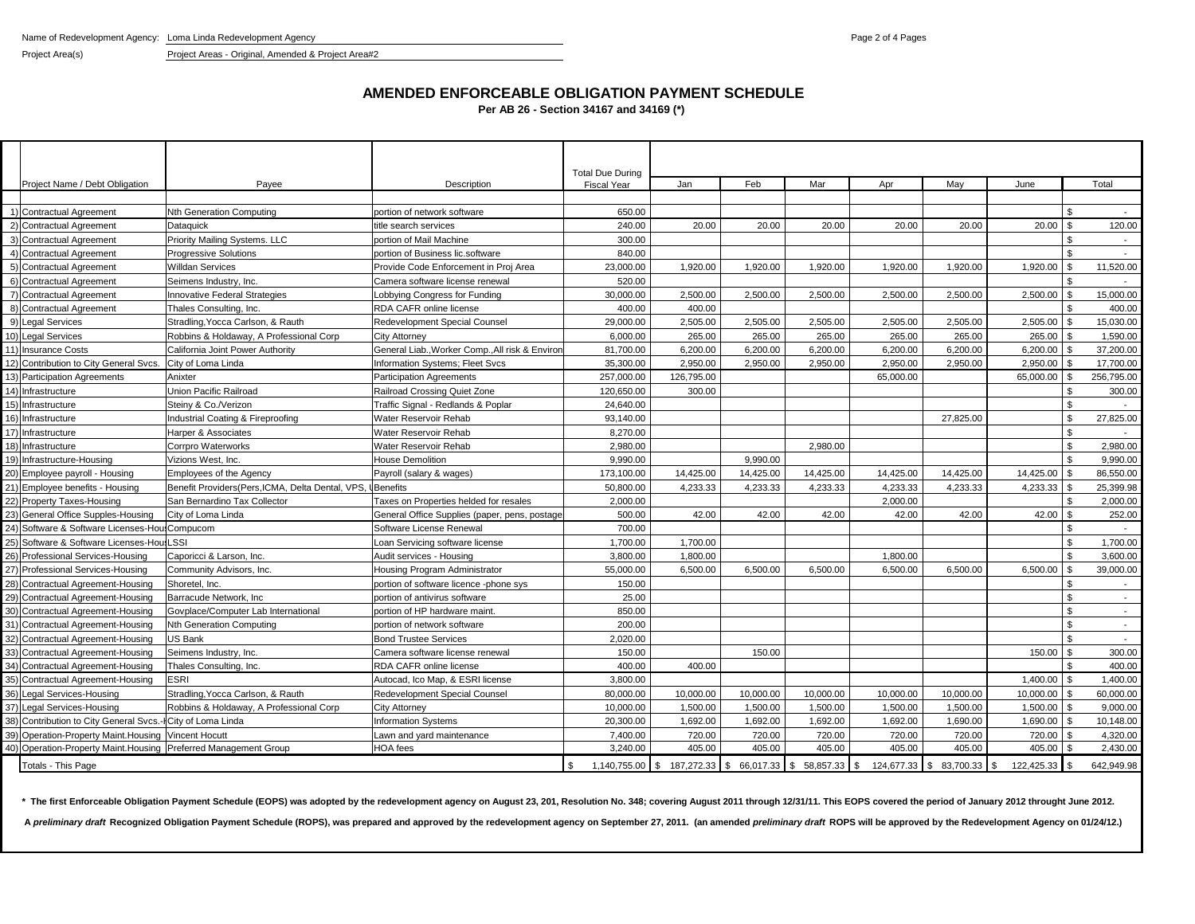Name of Redevelopment Agency: Loma Linda Redevelopment Agency

Project Area(s) Project Areas - Original, Amended & Project Area#2

## AMENDED ENFORCEABLE OBLIGATION PAYMENT SCHEDULE

**Per AB 26 - Section 34167 and 34169 (\*)**

| | Project Name / Debt Obligation | Payee | Description | Total Due During Fiscal Year | Jan | Feb | Mar | Apr | May | June | Total |
|---|---|---|---|---|---|---|---|---|---|---|---|
| 1) | Contractual Agreement | Nth Generation Computing | portion of network software | 650.00 | | | | | | | $ - |
| 2) | Contractual Agreement | Dataquick | title search services | 240.00 | 20.00 | 20.00 | 20.00 | 20.00 | 20.00 | 20.00 | $ 120.00 |
| 3) | Contractual Agreement | Priority Mailing Systems. LLC | portion of Mail Machine | 300.00 | | | | | | | $ - |
| 4) | Contractual Agreement | Progressive Solutions | portion of Business lic.software | 840.00 | | | | | | | $ - |
| 5) | Contractual Agreement | Willdan Services | Provide Code Enforcement in Proj Area | 23,000.00 | 1,920.00 | 1,920.00 | 1,920.00 | 1,920.00 | 1,920.00 | 1,920.00 | $ 11,520.00 |
| 6) | Contractual Agreement | Seimens Industry, Inc. | Camera software license renewal | 520.00 | | | | | | | $ - |
| 7) | Contractual Agreement | Innovative Federal Strategies | Lobbying Congress for Funding | 30,000.00 | 2,500.00 | 2,500.00 | 2,500.00 | 2,500.00 | 2,500.00 | 2,500.00 | $ 15,000.00 |
| 8) | Contractual Agreement | Thales Consulting, Inc. | RDA CAFR online license | 400.00 | 400.00 | | | | | | $ 400.00 |
| 9) | Legal Services | Stradling,Yocca Carlson, & Rauth | Redevelopment Special Counsel | 29,000.00 | 2,505.00 | 2,505.00 | 2,505.00 | 2,505.00 | 2,505.00 | 2,505.00 | $ 15,030.00 |
| 10) | Legal Services | Robbins & Holdaway, A Professional Corp | City Attorney | 6,000.00 | 265.00 | 265.00 | 265.00 | 265.00 | 265.00 | 265.00 | $ 1,590.00 |
| 11) | Insurance Costs | California Joint Power Authority | General Liab.,Worker Comp.,All risk & Environ | 81,700.00 | 6,200.00 | 6,200.00 | 6,200.00 | 6,200.00 | 6,200.00 | 6,200.00 | $ 37,200.00 |
| 12) | Contribution to City General Svcs. | City of Loma Linda | Information Systems; Fleet Svcs | 35,300.00 | 2,950.00 | 2,950.00 | 2,950.00 | 2,950.00 | 2,950.00 | 2,950.00 | $ 17,700.00 |
| 13) | Participation Agreements | Anixter | Participation Agreements | 257,000.00 | 126,795.00 | | | 65,000.00 | | 65,000.00 | $ 256,795.00 |
| 14) | Infrastructure | Union Pacific Railroad | Railroad Crossing Quiet Zone | 120,650.00 | 300.00 | | | | | | $ 300.00 |
| 15) | Infrastructure | Steiny & Co./Verizon | Traffic Signal - Redlands & Poplar | 24,640.00 | | | | | | | $ - |
| 16) | Infrastructure | Industrial Coating & Fireproofing | Water Reservoir Rehab | 93,140.00 | | | | | 27,825.00 | | $ 27,825.00 |
| 17) | Infrastructure | Harper & Associates | Water Reservoir Rehab | 8,270.00 | | | | | | | $ - |
| 18) | Infrastructure | Corrpro Waterworks | Water Reservoir Rehab | 2,980.00 | | | 2,980.00 | | | | $ 2,980.00 |
| 19) | Infrastructure-Housing | Vizions West, Inc. | House Demolition | 9,990.00 | | 9,990.00 | | | | | $ 9,990.00 |
| 20) | Employee payroll - Housing | Employees of the Agency | Payroll (salary & wages) | 173,100.00 | 14,425.00 | 14,425.00 | 14,425.00 | 14,425.00 | 14,425.00 | 14,425.00 | $ 86,550.00 |
| 21) | Employee benefits - Housing | Benefit Providers(Pers,ICMA, Delta Dental, VPS, U | Benefits | 50,800.00 | 4,233.33 | 4,233.33 | 4,233.33 | 4,233.33 | 4,233.33 | 4,233.33 | $ 25,399.98 |
| 22) | Property Taxes-Housing | San Bernardino Tax Collector | Taxes on Properties helded for resales | 2,000.00 | | | | 2,000.00 | | | $ 2,000.00 |
| 23) | General Office Supples-Housing | City of Loma Linda | General Office Supplies (paper, pens, postage | 500.00 | 42.00 | 42.00 | 42.00 | 42.00 | 42.00 | 42.00 | $ 252.00 |
| 24) | Software & Software Licenses-Hous | Compucom | Software License Renewal | 700.00 | | | | | | | $ - |
| 25) | Software & Software Licenses-Hous | LSSI | Loan Servicing software license | 1,700.00 | 1,700.00 | | | | | | $ 1,700.00 |
| 26) | Professional Services-Housing | Caporicci & Larson, Inc. | Audit services - Housing | 3,800.00 | 1,800.00 | | | 1,800.00 | | | $ 3,600.00 |
| 27) | Professional Services-Housing | Community Advisors, Inc. | Housing Program Administrator | 55,000.00 | 6,500.00 | 6,500.00 | 6,500.00 | 6,500.00 | 6,500.00 | 6,500.00 | $ 39,000.00 |
| 28) | Contractual Agreement-Housing | Shoretel, Inc. | portion of software licence -phone sys | 150.00 | | | | | | | $ - |
| 29) | Contractual Agreement-Housing | Barracude Network, Inc | portion of antivirus software | 25.00 | | | | | | | $ - |
| 30) | Contractual Agreement-Housing | Govplace/Computer Lab International | portion of HP hardware maint. | 850.00 | | | | | | | $ - |
| 31) | Contractual Agreement-Housing | Nth Generation Computing | portion of network software | 200.00 | | | | | | | $ - |
| 32) | Contractual Agreement-Housing | US Bank | Bond Trustee Services | 2,020.00 | | | | | | | $ - |
| 33) | Contractual Agreement-Housing | Seimens Industry, Inc. | Camera software license renewal | 150.00 | | 150.00 | | | | 150.00 | $ 300.00 |
| 34) | Contractual Agreement-Housing | Thales Consulting, Inc. | RDA CAFR online license | 400.00 | 400.00 | | | | | | $ 400.00 |
| 35) | Contractual Agreement-Housing | ESRI | Autocad, Ico Map, & ESRI license | 3,800.00 | | | | | | 1,400.00 | $ 1,400.00 |
| 36) | Legal Services-Housing | Stradling,Yocca Carlson, & Rauth | Redevelopment Special Counsel | 80,000.00 | 10,000.00 | 10,000.00 | 10,000.00 | 10,000.00 | 10,000.00 | 10,000.00 | $ 60,000.00 |
| 37) | Legal Services-Housing | Robbins & Holdaway, A Professional Corp | City Attorney | 10,000.00 | 1,500.00 | 1,500.00 | 1,500.00 | 1,500.00 | 1,500.00 | 1,500.00 | $ 9,000.00 |
| 38) | Contribution to City General Svcs.-H | City of Loma Linda | Information Systems | 20,300.00 | 1,692.00 | 1,692.00 | 1,692.00 | 1,692.00 | 1,690.00 | 1,690.00 | $ 10,148.00 |
| 39) | Operation-Property Maint.Housing | Vincent Hocutt | Lawn and yard maintenance | 7,400.00 | 720.00 | 720.00 | 720.00 | 720.00 | 720.00 | 720.00 | $ 4,320.00 |
| 40) | Operation-Property Maint.Housing | Preferred Management Group | HOA fees | 3,240.00 | 405.00 | 405.00 | 405.00 | 405.00 | 405.00 | 405.00 | $ 2,430.00 |
| | Totals - This Page | | | $ 1,140,755.00 | $ 187,272.33 | $ 66,017.33 | $ 58,857.33 | $ 124,677.33 | $ 83,700.33 | $ 122,425.33 | $ 642,949.98 |

**\* The first Enforceable Obligation Payment Schedule (EOPS) was adopted by the redevelopment agency on August 23, 201, Resolution No. 348; covering August 2011 through 12/31/11. This EOPS covered the period of January 2012 throught June 2012.**

**A *preliminary draft* Recognized Obligation Payment Schedule (ROPS), was prepared and approved by the redevelopment agency on September 27, 2011. (an amended *preliminary draft* ROPS will be approved by the Redevelopment Agency on 01/24/12.)**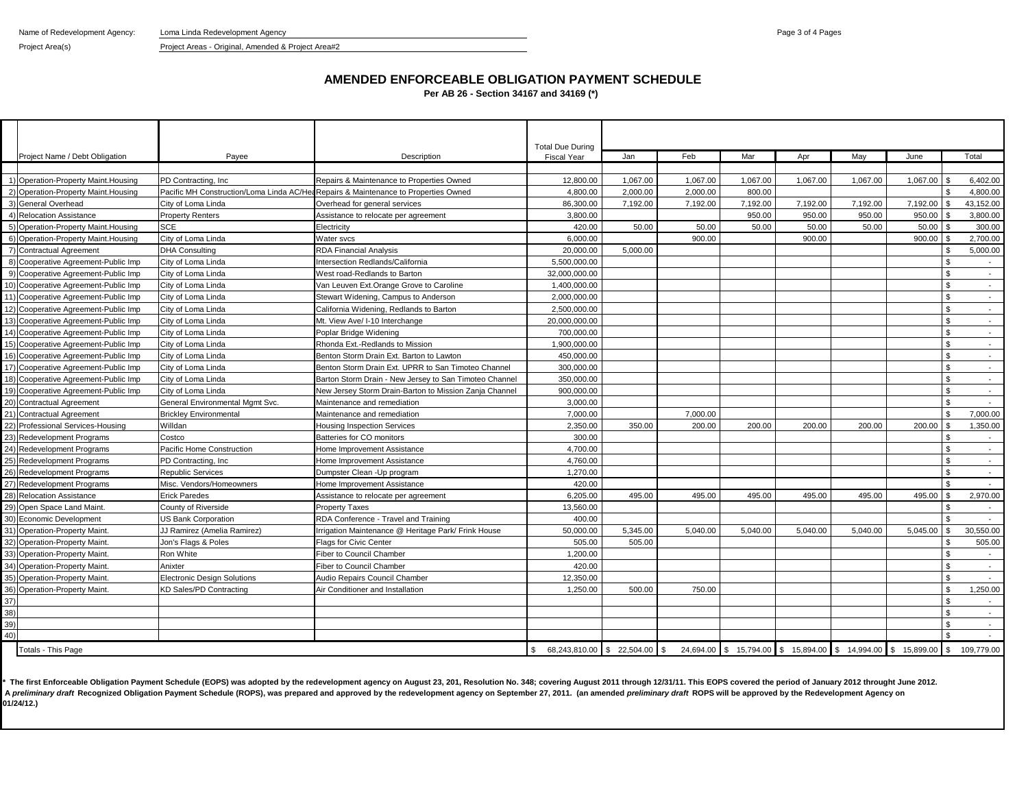Name of Redevelopment Agency: Loma Linda Redevelopment Agency

Project Area(s): Project Areas - Original, Amended & Project Area#2

## AMENDED ENFORCEABLE OBLIGATION PAYMENT SCHEDULE

**Per AB 26 - Section 34167 and 34169 (*)**

| | Project Name / Debt Obligation | Payee | Description | Total Due During Fiscal Year | Jan | Feb | Mar | Apr | May | June | Total |
|---|---|---|---|---|---|---|---|---|---|---|---|
| 1) | Operation-Property Maint.Housing | PD Contracting, Inc | Repairs & Maintenance to Properties Owned | 12,800.00 | 1,067.00 | 1,067.00 | 1,067.00 | 1,067.00 | 1,067.00 | 1,067.00 | $ 6,402.00 |
| 2) | Operation-Property Maint.Housing | Pacific MH Construction/Loma Linda AC/Hea | Repairs & Maintenance to Properties Owned | 4,800.00 | 2,000.00 | 2,000.00 | 800.00 | | | | $ 4,800.00 |
| 3) | General Overhead | City of Loma Linda | Overhead for general services | 86,300.00 | 7,192.00 | 7,192.00 | 7,192.00 | 7,192.00 | 7,192.00 | 7,192.00 | $ 43,152.00 |
| 4) | Relocation Assistance | Property Renters | Assistance to relocate per agreement | 3,800.00 | | | 950.00 | 950.00 | 950.00 | 950.00 | $ 3,800.00 |
| 5) | Operation-Property Maint.Housing | SCE | Electricity | 420.00 | 50.00 | 50.00 | 50.00 | 50.00 | 50.00 | 50.00 | $ 300.00 |
| 6) | Operation-Property Maint.Housing | City of Loma Linda | Water svcs | 6,000.00 | | 900.00 | | 900.00 | | 900.00 | $ 2,700.00 |
| 7) | Contractual Agreement | DHA Consulting | RDA Financial Analysis | 20,000.00 | 5,000.00 | | | | | | $ 5,000.00 |
| 8) | Cooperative Agreement-Public Imp | City of Loma Linda | Intersection Redlands/California | 5,500,000.00 | | | | | | | $ - |
| 9) | Cooperative Agreement-Public Imp | City of Loma Linda | West road-Redlands to Barton | 32,000,000.00 | | | | | | | $ - |
| 10) | Cooperative Agreement-Public Imp | City of Loma Linda | Van Leuven Ext.Orange Grove to Caroline | 1,400,000.00 | | | | | | | $ - |
| 11) | Cooperative Agreement-Public Imp | City of Loma Linda | Stewart Widening, Campus to Anderson | 2,000,000.00 | | | | | | | $ - |
| 12) | Cooperative Agreement-Public Imp | City of Loma Linda | California Widening, Redlands to Barton | 2,500,000.00 | | | | | | | $ - |
| 13) | Cooperative Agreement-Public Imp | City of Loma Linda | Mt. View Ave/ I-10 Interchange | 20,000,000.00 | | | | | | | $ - |
| 14) | Cooperative Agreement-Public Imp | City of Loma Linda | Poplar Bridge Widening | 700,000.00 | | | | | | | $ - |
| 15) | Cooperative Agreement-Public Imp | City of Loma Linda | Rhonda Ext.-Redlands to Mission | 1,900,000.00 | | | | | | | $ - |
| 16) | Cooperative Agreement-Public Imp | City of Loma Linda | Benton Storm Drain Ext. Barton to Lawton | 450,000.00 | | | | | | | $ - |
| 17) | Cooperative Agreement-Public Imp | City of Loma Linda | Benton Storm Drain Ext. UPRR to San Timoteo Channel | 300,000.00 | | | | | | | $ - |
| 18) | Cooperative Agreement-Public Imp | City of Loma Linda | Barton Storm Drain - New Jersey to San Timoteo Channel | 350,000.00 | | | | | | | $ - |
| 19) | Cooperative Agreement-Public Imp | City of Loma Linda | New Jersey Storm Drain-Barton to Mission Zanja Channel | 900,000.00 | | | | | | | $ - |
| 20) | Contractual Agreement | General Environmental Mgmt Svc. | Maintenance and remediation | 3,000.00 | | | | | | | $ - |
| 21) | Contractual Agreement | Brickley Environmental | Maintenance and remediation | 7,000.00 | | 7,000.00 | | | | | $ 7,000.00 |
| 22) | Professional Services-Housing | Willdan | Housing Inspection Services | 2,350.00 | 350.00 | 200.00 | 200.00 | 200.00 | 200.00 | 200.00 | $ 1,350.00 |
| 23) | Redevelopment Programs | Costco | Batteries for CO monitors | 300.00 | | | | | | | $ - |
| 24) | Redevelopment Programs | Pacific Home Construction | Home Improvement Assistance | 4,700.00 | | | | | | | $ - |
| 25) | Redevelopment Programs | PD Contracting, Inc | Home Improvement Assistance | 4,760.00 | | | | | | | $ - |
| 26) | Redevelopment Programs | Republic Services | Dumpster Clean -Up program | 1,270.00 | | | | | | | $ - |
| 27) | Redevelopment Programs | Misc. Vendors/Homeowners | Home Improvement Assistance | 420.00 | | | | | | | $ - |
| 28) | Relocation Assistance | Erick Paredes | Assistance to relocate per agreement | 6,205.00 | 495.00 | 495.00 | 495.00 | 495.00 | 495.00 | 495.00 | $ 2,970.00 |
| 29) | Open Space Land Maint. | County of Riverside | Property Taxes | 13,560.00 | | | | | | | $ - |
| 30) | Economic Development | US Bank Corporation | RDA Conference - Travel and Training | 400.00 | | | | | | | $ - |
| 31) | Operation-Property Maint. | JJ Ramirez (Amelia Ramirez) | Irrigation Maintenance @ Heritage Park/ Frink House | 50,000.00 | 5,345.00 | 5,040.00 | 5,040.00 | 5,040.00 | 5,040.00 | 5,045.00 | $ 30,550.00 |
| 32) | Operation-Property Maint. | Jon's Flags & Poles | Flags for Civic Center | 505.00 | 505.00 | | | | | | $ 505.00 |
| 33) | Operation-Property Maint. | Ron White | Fiber to Council Chamber | 1,200.00 | | | | | | | $ - |
| 34) | Operation-Property Maint. | Anixter | Fiber to Council Chamber | 420.00 | | | | | | | $ - |
| 35) | Operation-Property Maint. | Electronic Design Solutions | Audio Repairs Council Chamber | 12,350.00 | | | | | | | $ - |
| 36) | Operation-Property Maint. | KD Sales/PD Contracting | Air Conditioner and Installation | 1,250.00 | 500.00 | 750.00 | | | | | $ 1,250.00 |
| 37) | | | | | | | | | | | $ - |
| 38) | | | | | | | | | | | $ - |
| 39) | | | | | | | | | | | $ - |
| 40) | | | | | | | | | | | $ - |
| | Totals - This Page | | | $ 68,243,810.00 | $ 22,504.00 | $ 24,694.00 | $ 15,794.00 | $ 15,894.00 | $ 14,994.00 | $ 15,899.00 | $ 109,779.00 |

**\* The first Enforceable Obligation Payment Schedule (EOPS) was adopted by the redevelopment agency on August 23, 201, Resolution No. 348; covering August 2011 through 12/31/11. This EOPS covered the period of January 2012 throught June 2012. A *preliminary draft* Recognized Obligation Payment Schedule (ROPS), was prepared and approved by the redevelopment agency on September 27, 2011. (an amended *preliminary draft* ROPS will be approved by the Redevelopment Agency on 01/24/12.)**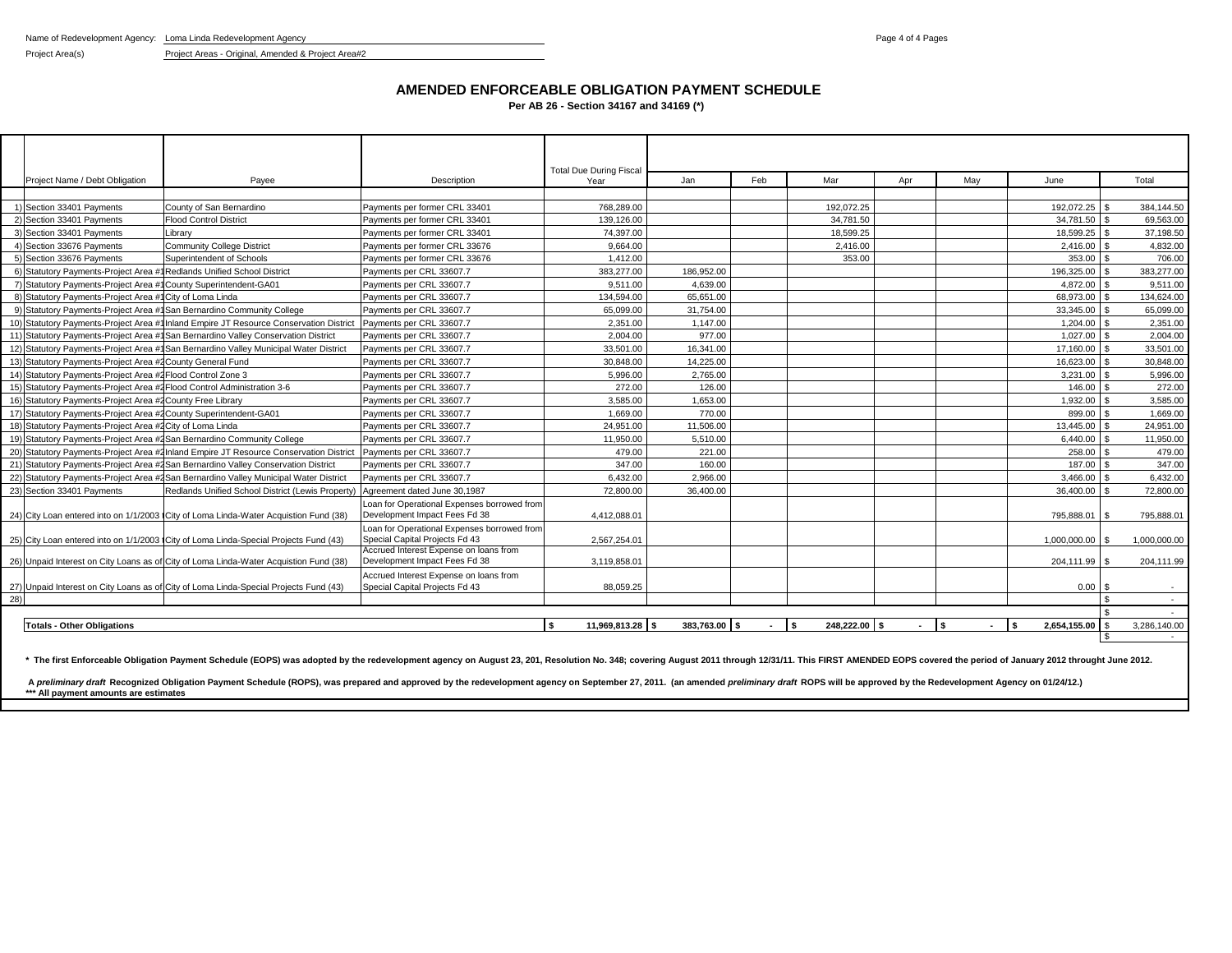Name of Redevelopment Agency: Loma Linda Redevelopment Agency

Project Area(s) Project Areas - Original, Amended & Project Area#2

## AMENDED ENFORCEABLE OBLIGATION PAYMENT SCHEDULE

**Per AB 26 - Section 34167 and 34169 (\*)**

| | Project Name / Debt Obligation | Payee | Description | Total Due During Fiscal Year | Jan | Feb | Mar | Apr | May | June | Total |
|---|---|---|---|---|---|---|---|---|---|---|---|
| 1) | Section 33401 Payments | County of San Bernardino | Payments per former CRL 33401 | 768,289.00 | | | 192,072.25 | | | 192,072.25 | $ 384,144.50 |
| 2) | Section 33401 Payments | Flood Control District | Payments per former CRL 33401 | 139,126.00 | | | 34,781.50 | | | 34,781.50 | $ 69,563.00 |
| 3) | Section 33401 Payments | Library | Payments per former CRL 33401 | 74,397.00 | | | 18,599.25 | | | 18,599.25 | $ 37,198.50 |
| 4) | Section 33676 Payments | Community College District | Payments per former CRL 33676 | 9,664.00 | | | 2,416.00 | | | 2,416.00 | $ 4,832.00 |
| 5) | Section 33676 Payments | Superintendent of Schools | Payments per former CRL 33676 | 1,412.00 | | | 353.00 | | | 353.00 | $ 706.00 |
| 6) | Statutory Payments-Project Area #1 | Redlands Unified School District | Payments per CRL 33607.7 | 383,277.00 | 186,952.00 | | | | | 196,325.00 | $ 383,277.00 |
| 7) | Statutory Payments-Project Area #1 | County Superintendent-GA01 | Payments per CRL 33607.7 | 9,511.00 | 4,639.00 | | | | | 4,872.00 | $ 9,511.00 |
| 8) | Statutory Payments-Project Area #1 | City of Loma Linda | Payments per CRL 33607.7 | 134,594.00 | 65,651.00 | | | | | 68,973.00 | $ 134,624.00 |
| 9) | Statutory Payments-Project Area #1 | San Bernardino Community College | Payments per CRL 33607.7 | 65,099.00 | 31,754.00 | | | | | 33,345.00 | $ 65,099.00 |
| 10) | Statutory Payments-Project Area #1 | Inland Empire JT Resource Conservation District | Payments per CRL 33607.7 | 2,351.00 | 1,147.00 | | | | | 1,204.00 | $ 2,351.00 |
| 11) | Statutory Payments-Project Area #1 | San Bernardino Valley Conservation District | Payments per CRL 33607.7 | 2,004.00 | 977.00 | | | | | 1,027.00 | $ 2,004.00 |
| 12) | Statutory Payments-Project Area #1 | San Bernardino Valley Municipal Water District | Payments per CRL 33607.7 | 33,501.00 | 16,341.00 | | | | | 17,160.00 | $ 33,501.00 |
| 13) | Statutory Payments-Project Area #2 | County General Fund | Payments per CRL 33607.7 | 30,848.00 | 14,225.00 | | | | | 16,623.00 | $ 30,848.00 |
| 14) | Statutory Payments-Project Area #2 | Flood Control Zone 3 | Payments per CRL 33607.7 | 5,996.00 | 2,765.00 | | | | | 3,231.00 | $ 5,996.00 |
| 15) | Statutory Payments-Project Area #2 | Flood Control Administration 3-6 | Payments per CRL 33607.7 | 272.00 | 126.00 | | | | | 146.00 | $ 272.00 |
| 16) | Statutory Payments-Project Area #2 | County Free Library | Payments per CRL 33607.7 | 3,585.00 | 1,653.00 | | | | | 1,932.00 | $ 3,585.00 |
| 17) | Statutory Payments-Project Area #2 | County Superintendent-GA01 | Payments per CRL 33607.7 | 1,669.00 | 770.00 | | | | | 899.00 | $ 1,669.00 |
| 18) | Statutory Payments-Project Area #2 | City of Loma Linda | Payments per CRL 33607.7 | 24,951.00 | 11,506.00 | | | | | 13,445.00 | $ 24,951.00 |
| 19) | Statutory Payments-Project Area #2 | San Bernardino Community College | Payments per CRL 33607.7 | 11,950.00 | 5,510.00 | | | | | 6,440.00 | $ 11,950.00 |
| 20) | Statutory Payments-Project Area #2 | Inland Empire JT Resource Conservation District | Payments per CRL 33607.7 | 479.00 | 221.00 | | | | | 258.00 | $ 479.00 |
| 21) | Statutory Payments-Project Area #2 | San Bernardino Valley Conservation District | Payments per CRL 33607.7 | 347.00 | 160.00 | | | | | 187.00 | $ 347.00 |
| 22) | Statutory Payments-Project Area #2 | San Bernardino Valley Municipal Water District | Payments per CRL 33607.7 | 6,432.00 | 2,966.00 | | | | | 3,466.00 | $ 6,432.00 |
| 23) | Section 33401 Payments | Redlands Unified School District (Lewis Property) | Agreement dated June 30,1987 | 72,800.00 | 36,400.00 | | | | | 36,400.00 | $ 72,800.00 |
| 24) | City Loan entered into on 1/1/2003 | City of Loma Linda-Water Acquistion Fund (38) | Loan for Operational Expenses borrowed from Development Impact Fees Fd 38 | 4,412,088.01 | | | | | | 795,888.01 | $ 795,888.01 |
| 25) | City Loan entered into on 1/1/2003 | City of Loma Linda-Special Projects Fund (43) | Loan for Operational Expenses borrowed from Special Capital Projects Fd 43 | 2,567,254.01 | | | | | | 1,000,000.00 | $ 1,000,000.00 |
| 26) | Unpaid Interest on City Loans as of | City of Loma Linda-Water Acquistion Fund (38) | Accrued Interest Expense on loans from Development Impact Fees Fd 38 | 3,119,858.01 | | | | | | 204,111.99 | $ 204,111.99 |
| 27) | Unpaid Interest on City Loans as of | City of Loma Linda-Special Projects Fund (43) | Accrued Interest Expense on loans from Special Capital Projects Fd 43 | 88,059.25 | | | | | | 0.00 | $ - |
| 28) | | | | | | | | | | | $ - |
| | | | | | | | | | | | $ - |
| | **Totals - Other Obligations** | | | **$ 11,969,813.28** | **$ 383,763.00** | **$ -** | **$ 248,222.00** | **$ -** | **$ -** | **$ 2,654,155.00** | $ 3,286,140.00 |
| | | | | | | | | | | | $ - |

**\* The first Enforceable Obligation Payment Schedule (EOPS) was adopted by the redevelopment agency on August 23, 201, Resolution No. 348; covering August 2011 through 12/31/11. This FIRST AMENDED EOPS covered the period of January 2012 throught June 2012.**

**A *preliminary draft* Recognized Obligation Payment Schedule (ROPS), was prepared and approved by the redevelopment agency on September 27, 2011. (an amended *preliminary draft* ROPS will be approved by the Redevelopment Agency on 01/24/12.)**
**\*\*\* All payment amounts are estimates**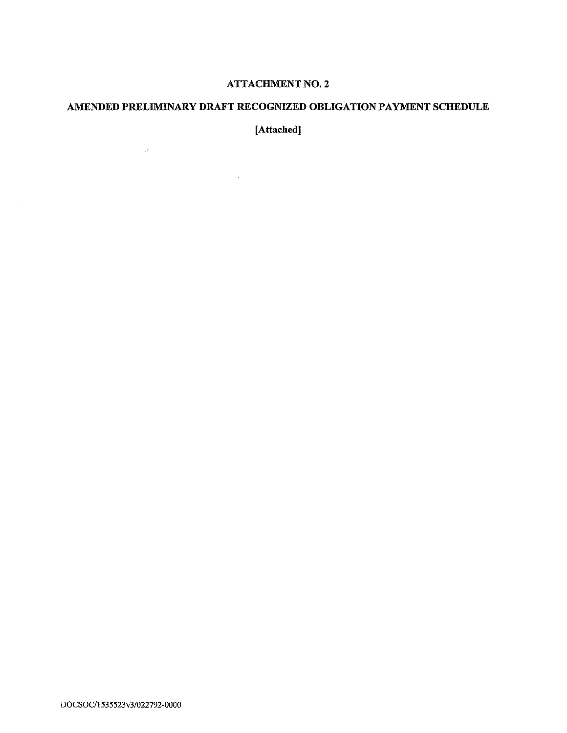# ATTACHMENT NO. 2

# AMENDED PRELIMINARY DRAFT RECOGNIZED OBLIGATION PAYMENT SCHEDULE

**[Attached]**

DOCSOC/1535523v3/022792-0000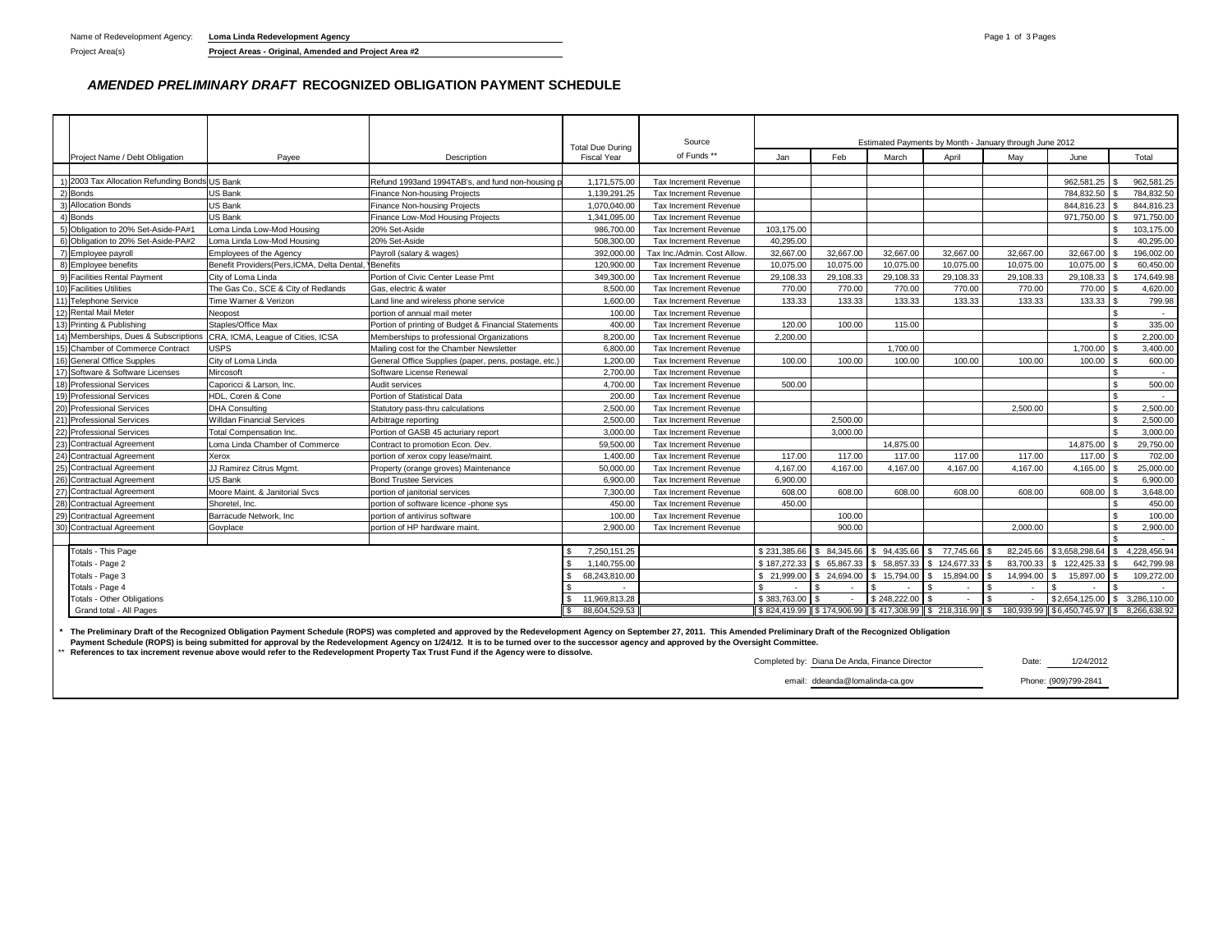Name of Redevelopment Agency: **Loma Linda Redevelopment Agency**

Project Area(s) **Project Areas - Original, Amended and Project Area #2**

## *AMENDED PRELIMINARY DRAFT* RECOGNIZED OBLIGATION PAYMENT SCHEDULE

| | Project Name / Debt Obligation | Payee | Description | Total Due During Fiscal Year | Source of Funds ** | Estimated Payments by Month - January through June 2012 | | | | | | |
|---|---|---|---|---|---|---|---|---|---|---|---|---|
| | | | | | | Jan | Feb | March | April | May | June | Total |
| 1) | 2003 Tax Allocation Refunding Bonds | US Bank | Refund 1993and 1994TAB's, and fund non-housing p | 1,171,575.00 | Tax Increment Revenue | | | | | | 962,581.25 | $ 962,581.25 |
| 2) | Bonds | US Bank | Finance Non-housing Projects | 1,139,291.25 | Tax Increment Revenue | | | | | | 784,832.50 | $ 784,832.50 |
| 3) | Allocation Bonds | US Bank | Finance Non-housing Projects | 1,070,040.00 | Tax Increment Revenue | | | | | | 844,816.23 | $ 844,816.23 |
| 4) | Bonds | US Bank | Finance Low-Mod Housing Projects | 1,341,095.00 | Tax Increment Revenue | | | | | | 971,750.00 | $ 971,750.00 |
| 5) | Obligation to 20% Set-Aside-PA#1 | Loma Linda Low-Mod Housing | 20% Set-Aside | 986,700.00 | Tax Increment Revenue | 103,175.00 | | | | | | $ 103,175.00 |
| 6) | Obligation to 20% Set-Aside-PA#2 | Loma Linda Low-Mod Housing | 20% Set-Aside | 508,300.00 | Tax Increment Revenue | 40,295.00 | | | | | | $ 40,295.00 |
| 7) | Employee payroll | Employees of the Agency | Payroll (salary & wages) | 392,000.00 | Tax Inc./Admin. Cost Allow. | 32,667.00 | 32,667.00 | 32,667.00 | 32,667.00 | 32,667.00 | 32,667.00 | $ 196,002.00 |
| 8) | Employee benefits | Benefit Providers(Pers,ICMA, Delta Dental, V | Benefits | 120,900.00 | Tax Increment Revenue | 10,075.00 | 10,075.00 | 10,075.00 | 10,075.00 | 10,075.00 | 10,075.00 | $ 60,450.00 |
| 9) | Facilities Rental Payment | City of Loma Linda | Portion of Civic Center Lease Pmt | 349,300.00 | Tax Increment Revenue | 29,108.33 | 29,108.33 | 29,108.33 | 29,108.33 | 29,108.33 | 29,108.33 | $ 174,649.98 |
| 10) | Facilities Utilities | The Gas Co., SCE & City of Redlands | Gas, electric & water | 8,500.00 | Tax Increment Revenue | 770.00 | 770.00 | 770.00 | 770.00 | 770.00 | 770.00 | $ 4,620.00 |
| 11) | Telephone Service | Time Warner & Verizon | Land line and wireless phone service | 1,600.00 | Tax Increment Revenue | 133.33 | 133.33 | 133.33 | 133.33 | 133.33 | 133.33 | $ 799.98 |
| 12) | Rental Mail Meter | Neopost | portion of annual mail meter | 100.00 | Tax Increment Revenue | | | | | | | $ - |
| 13) | Printing & Publishing | Staples/Office Max | Portion of printing of Budget & Financial Statements | 400.00 | Tax Increment Revenue | 120.00 | 100.00 | 115.00 | | | | $ 335.00 |
| 14) | Memberships, Dues & Subscriptions | CRA, ICMA, League of Cities, ICSA | Memberships to professional Organizations | 8,200.00 | Tax Increment Revenue | 2,200.00 | | | | | | $ 2,200.00 |
| 15) | Chamber of Commerce Contract | USPS | Mailing cost for the Chamber Newsletter | 6,800.00 | Tax Increment Revenue | | | 1,700.00 | | | 1,700.00 | $ 3,400.00 |
| 16) | General Office Supples | City of Loma Linda | General Office Supplies (paper, pens, postage, etc.) | 1,200.00 | Tax Increment Revenue | 100.00 | 100.00 | 100.00 | 100.00 | 100.00 | 100.00 | $ 600.00 |
| 17) | Software & Software Licenses | Mircosoft | Software License Renewal | 2,700.00 | Tax Increment Revenue | | | | | | | $ - |
| 18) | Professional Services | Caporicci & Larson, Inc. | Audit services | 4,700.00 | Tax Increment Revenue | 500.00 | | | | | | $ 500.00 |
| 19) | Professional Services | HDL, Coren & Cone | Portion of Statistical Data | 200.00 | Tax Increment Revenue | | | | | | | $ - |
| 20) | Professional Services | DHA Consulting | Statutory pass-thru calculations | 2,500.00 | Tax Increment Revenue | | | | | 2,500.00 | | $ 2,500.00 |
| 21) | Professional Services | Willdan Financial Services | Arbitrage reporting | 2,500.00 | Tax Increment Revenue | | 2,500.00 | | | | | $ 2,500.00 |
| 22) | Professional Services | Total Compensation Inc. | Portion of GASB 45 acturiary report | 3,000.00 | Tax Increment Revenue | | 3,000.00 | | | | | $ 3,000.00 |
| 23) | Contractual Agreement | Loma Linda Chamber of Commerce | Contract to promotion Econ. Dev. | 59,500.00 | Tax Increment Revenue | | | 14,875.00 | | | 14,875.00 | $ 29,750.00 |
| 24) | Contractual Agreement | Xerox | portion of xerox copy lease/maint. | 1,400.00 | Tax Increment Revenue | 117.00 | 117.00 | 117.00 | 117.00 | 117.00 | 117.00 | $ 702.00 |
| 25) | Contractual Agreement | JJ Ramirez Citrus Mgmt. | Property (orange groves) Maintenance | 50,000.00 | Tax Increment Revenue | 4,167.00 | 4,167.00 | 4,167.00 | 4,167.00 | 4,167.00 | 4,165.00 | $ 25,000.00 |
| 26) | Contractual Agreement | US Bank | Bond Trustee Services | 6,900.00 | Tax Increment Revenue | 6,900.00 | | | | | | $ 6,900.00 |
| 27) | Contractual Agreement | Moore Maint. & Janitorial Svcs | portion of janitorial services | 7,300.00 | Tax Increment Revenue | 608.00 | 608.00 | 608.00 | 608.00 | 608.00 | 608.00 | $ 3,648.00 |
| 28) | Contractual Agreement | Shoretel, Inc. | portion of software licence -phone sys | 450.00 | Tax Increment Revenue | 450.00 | | | | | | $ 450.00 |
| 29) | Contractual Agreement | Barracude Network, Inc | portion of antivirus software | 100.00 | Tax Increment Revenue | | 100.00 | | | | | $ 100.00 |
| 30) | Contractual Agreement | Govplace | portion of HP hardware maint. | 2,900.00 | Tax Increment Revenue | | 900.00 | | | 2,000.00 | | $ 2,900.00 |
| | | | | | | | | | | | | $ - |
| | Totals - This Page | | | $ 7,250,151.25 | | $ 231,385.66 | $ 84,345.66 | $ 94,435.66 | $ 77,745.66 | $ 82,245.66 | $ 3,658,298.64 | $ 4,228,456.94 |
| | Totals - Page 2 | | | $ 1,140,755.00 | | $ 187,272.33 | $ 65,867.33 | $ 58,857.33 | $ 124,677.33 | $ 83,700.33 | $ 122,425.33 | $ 642,799.98 |
| | Totals - Page 3 | | | $ 68,243,810.00 | | $ 21,999.00 | $ 24,694.00 | $ 15,794.00 | $ 15,894.00 | $ 14,994.00 | $ 15,897.00 | $ 109,272.00 |
| | Totals - Page 4 | | | $ - | | $ - | $ - | $ - | $ - | $ - | $ - | $ - |
| | Totals - Other Obligations | | | $ 11,969,813.28 | | $ 383,763.00 | $ - | $ 248,222.00 | $ - | $ - | $ 2,654,125.00 | $ 3,286,110.00 |
| | Grand total - All Pages | | | $ 88,604,529.53 | | $ 824,419.99 | $ 174,906.99 | $ 417,308.99 | $ 218,316.99 | $ 180,939.99 | $ 6,450,745.97 | $ 8,266,638.92 |

\* **The Preliminary Draft of the Recognized Obligation Payment Schedule (ROPS) was completed and approved by the Redevelopment Agency on September 27, 2011. This Amended Preliminary Draft of the Recognized Obligation Payment Schedule (ROPS) is being submitted for approval by the Redevelopment Agency on 1/24/12. It is to be turned over to the successor agency and approved by the Oversight Committee.**

\*\* **References to tax increment revenue above would refer to the Redevelopment Property Tax Trust Fund if the Agency were to dissolve.**

Completed by: Diana De Anda, Finance Director Date: 1/24/2012

email: ddeanda@lomalinda-ca.gov Phone: (909)799-2841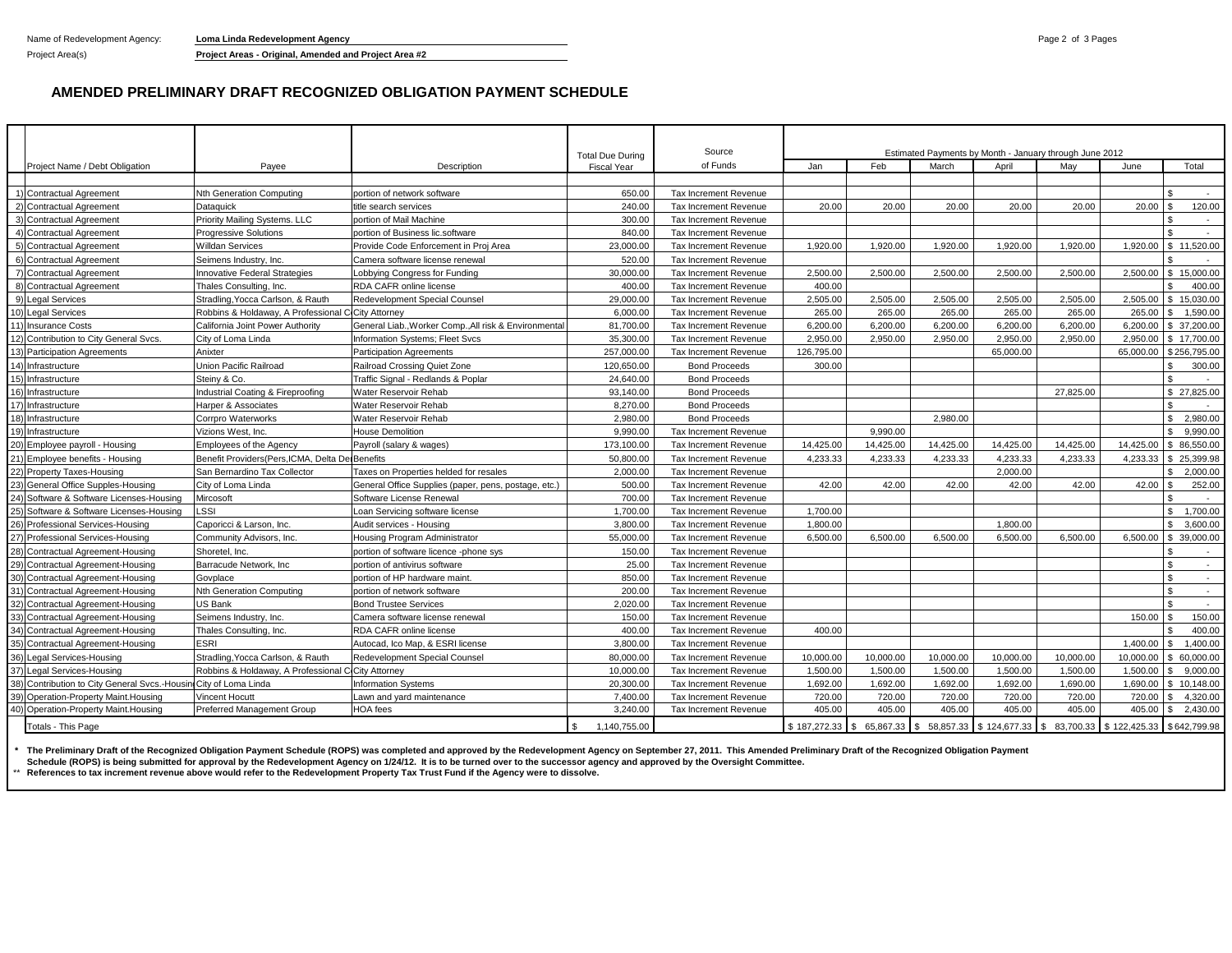Name of Redevelopment Agency: **Loma Linda Redevelopment Agency**

Project Area(s) **Project Areas - Original, Amended and Project Area #2**

## AMENDED PRELIMINARY DRAFT RECOGNIZED OBLIGATION PAYMENT SCHEDULE

| | Project Name / Debt Obligation | Payee | Description | Total Due During Fiscal Year | Source of Funds | Estimated Payments by Month - January through June 2012 | | | | | | |
|---|---|---|---|---|---|---|---|---|---|---|---|---|
| | | | | | | Jan | Feb | March | April | May | June | Total |
| 1) | Contractual Agreement | Nth Generation Computing | portion of network software | 650.00 | Tax Increment Revenue | | | | | | | $ - |
| 2) | Contractual Agreement | Dataquick | title search services | 240.00 | Tax Increment Revenue | 20.00 | 20.00 | 20.00 | 20.00 | 20.00 | 20.00 | $ 120.00 |
| 3) | Contractual Agreement | Priority Mailing Systems. LLC | portion of Mail Machine | 300.00 | Tax Increment Revenue | | | | | | | $ - |
| 4) | Contractual Agreement | Progressive Solutions | portion of Business lic.software | 840.00 | Tax Increment Revenue | | | | | | | $ - |
| 5) | Contractual Agreement | Willdan Services | Provide Code Enforcement in Proj Area | 23,000.00 | Tax Increment Revenue | 1,920.00 | 1,920.00 | 1,920.00 | 1,920.00 | 1,920.00 | 1,920.00 | $ 11,520.00 |
| 6) | Contractual Agreement | Seimens Industry, Inc. | Camera software license renewal | 520.00 | Tax Increment Revenue | | | | | | | $ - |
| 7) | Contractual Agreement | Innovative Federal Strategies | Lobbying Congress for Funding | 30,000.00 | Tax Increment Revenue | 2,500.00 | 2,500.00 | 2,500.00 | 2,500.00 | 2,500.00 | 2,500.00 | $ 15,000.00 |
| 8) | Contractual Agreement | Thales Consulting, Inc. | RDA CAFR online license | 400.00 | Tax Increment Revenue | 400.00 | | | | | | $ 400.00 |
| 9) | Legal Services | Stradling,Yocca Carlson, & Rauth | Redevelopment Special Counsel | 29,000.00 | Tax Increment Revenue | 2,505.00 | 2,505.00 | 2,505.00 | 2,505.00 | 2,505.00 | 2,505.00 | $ 15,030.00 |
| 10) | Legal Services | Robbins & Holdaway, A Professional C | City Attorney | 6,000.00 | Tax Increment Revenue | 265.00 | 265.00 | 265.00 | 265.00 | 265.00 | 265.00 | $ 1,590.00 |
| 11) | Insurance Costs | California Joint Power Authority | General Liab.,Worker Comp.,All risk & Environmental | 81,700.00 | Tax Increment Revenue | 6,200.00 | 6,200.00 | 6,200.00 | 6,200.00 | 6,200.00 | 6,200.00 | $ 37,200.00 |
| 12) | Contribution to City General Svcs. | City of Loma Linda | Information Systems; Fleet Svcs | 35,300.00 | Tax Increment Revenue | 2,950.00 | 2,950.00 | 2,950.00 | 2,950.00 | 2,950.00 | 2,950.00 | $ 17,700.00 |
| 13) | Participation Agreements | Anixter | Participation Agreements | 257,000.00 | Tax Increment Revenue | 126,795.00 | | | 65,000.00 | | 65,000.00 | $ 256,795.00 |
| 14) | Infrastructure | Union Pacific Railroad | Railroad Crossing Quiet Zone | 120,650.00 | Bond Proceeds | 300.00 | | | | | | $ 300.00 |
| 15) | Infrastructure | Steiny & Co. | Traffic Signal - Redlands & Poplar | 24,640.00 | Bond Proceeds | | | | | | | $ - |
| 16) | Infrastructure | Industrial Coating & Fireproofing | Water Reservoir Rehab | 93,140.00 | Bond Proceeds | | | | | 27,825.00 | | $ 27,825.00 |
| 17) | Infrastructure | Harper & Associates | Water Reservoir Rehab | 8,270.00 | Bond Proceeds | | | | | | | $ - |
| 18) | Infrastructure | Corrpro Waterworks | Water Reservoir Rehab | 2,980.00 | Bond Proceeds | | | 2,980.00 | | | | $ 2,980.00 |
| 19) | Infrastructure | Vizions West, Inc. | House Demolition | 9,990.00 | Tax Increment Revenue | | 9,990.00 | | | | | $ 9,990.00 |
| 20) | Employee payroll - Housing | Employees of the Agency | Payroll (salary & wages) | 173,100.00 | Tax Increment Revenue | 14,425.00 | 14,425.00 | 14,425.00 | 14,425.00 | 14,425.00 | 14,425.00 | $ 86,550.00 |
| 21) | Employee benefits - Housing | Benefit Providers(Pers,ICMA, Delta De | Benefits | 50,800.00 | Tax Increment Revenue | 4,233.33 | 4,233.33 | 4,233.33 | 4,233.33 | 4,233.33 | 4,233.33 | $ 25,399.98 |
| 22) | Property Taxes-Housing | San Bernardino Tax Collector | Taxes on Properties helded for resales | 2,000.00 | Tax Increment Revenue | | | | 2,000.00 | | | $ 2,000.00 |
| 23) | General Office Supples-Housing | City of Loma Linda | General Office Supplies (paper, pens, postage, etc.) | 500.00 | Tax Increment Revenue | 42.00 | 42.00 | 42.00 | 42.00 | 42.00 | 42.00 | $ 252.00 |
| 24) | Software & Software Licenses-Housing | Mircosoft | Software License Renewal | 700.00 | Tax Increment Revenue | | | | | | | $ - |
| 25) | Software & Software Licenses-Housing | LSSI | Loan Servicing software license | 1,700.00 | Tax Increment Revenue | 1,700.00 | | | | | | $ 1,700.00 |
| 26) | Professional Services-Housing | Caporicci & Larson, Inc. | Audit services - Housing | 3,800.00 | Tax Increment Revenue | 1,800.00 | | | 1,800.00 | | | $ 3,600.00 |
| 27) | Professional Services-Housing | Community Advisors, Inc. | Housing Program Administrator | 55,000.00 | Tax Increment Revenue | 6,500.00 | 6,500.00 | 6,500.00 | 6,500.00 | 6,500.00 | 6,500.00 | $ 39,000.00 |
| 28) | Contractual Agreement-Housing | Shoretel, Inc. | portion of software licence -phone sys | 150.00 | Tax Increment Revenue | | | | | | | $ - |
| 29) | Contractual Agreement-Housing | Barracude Network, Inc | portion of antivirus software | 25.00 | Tax Increment Revenue | | | | | | | $ - |
| 30) | Contractual Agreement-Housing | Govplace | portion of HP hardware maint. | 850.00 | Tax Increment Revenue | | | | | | | $ - |
| 31) | Contractual Agreement-Housing | Nth Generation Computing | portion of network software | 200.00 | Tax Increment Revenue | | | | | | | $ - |
| 32) | Contractual Agreement-Housing | US Bank | Bond Trustee Services | 2,020.00 | Tax Increment Revenue | | | | | | | $ - |
| 33) | Contractual Agreement-Housing | Seimens Industry, Inc. | Camera software license renewal | 150.00 | Tax Increment Revenue | | | | | | 150.00 | $ 150.00 |
| 34) | Contractual Agreement-Housing | Thales Consulting, Inc. | RDA CAFR online license | 400.00 | Tax Increment Revenue | 400.00 | | | | | | $ 400.00 |
| 35) | Contractual Agreement-Housing | ESRI | Autocad, Ico Map, & ESRI license | 3,800.00 | Tax Increment Revenue | | | | | | 1,400.00 | $ 1,400.00 |
| 36) | Legal Services-Housing | Stradling,Yocca Carlson, & Rauth | Redevelopment Special Counsel | 80,000.00 | Tax Increment Revenue | 10,000.00 | 10,000.00 | 10,000.00 | 10,000.00 | 10,000.00 | 10,000.00 | $ 60,000.00 |
| 37) | Legal Services-Housing | Robbins & Holdaway, A Professional C | City Attorney | 10,000.00 | Tax Increment Revenue | 1,500.00 | 1,500.00 | 1,500.00 | 1,500.00 | 1,500.00 | 1,500.00 | $ 9,000.00 |
| 38) | Contribution to City General Svcs.-Housin | City of Loma Linda | Information Systems | 20,300.00 | Tax Increment Revenue | 1,692.00 | 1,692.00 | 1,692.00 | 1,692.00 | 1,690.00 | 1,690.00 | $ 10,148.00 |
| 39) | Operation-Property Maint.Housing | Vincent Hocutt | Lawn and yard maintenance | 7,400.00 | Tax Increment Revenue | 720.00 | 720.00 | 720.00 | 720.00 | 720.00 | 720.00 | $ 4,320.00 |
| 40) | Operation-Property Maint.Housing | Preferred Management Group | HOA fees | 3,240.00 | Tax Increment Revenue | 405.00 | 405.00 | 405.00 | 405.00 | 405.00 | 405.00 | $ 2,430.00 |
| | Totals - This Page | | | $ 1,140,755.00 | | $ 187,272.33 | $ 65,867.33 | $ 58,857.33 | $ 124,677.33 | $ 83,700.33 | $ 122,425.33 | $ 642,799.98 |

\* **The Preliminary Draft of the Recognized Obligation Payment Schedule (ROPS) was completed and approved by the Redevelopment Agency on September 27, 2011. This Amended Preliminary Draft of the Recognized Obligation Payment Schedule (ROPS) is being submitted for approval by the Redevelopment Agency on 1/24/12. It is to be turned over to the successor agency and approved by the Oversight Committee.**

\** **References to tax increment revenue above would refer to the Redevelopment Property Tax Trust Fund if the Agency were to dissolve.**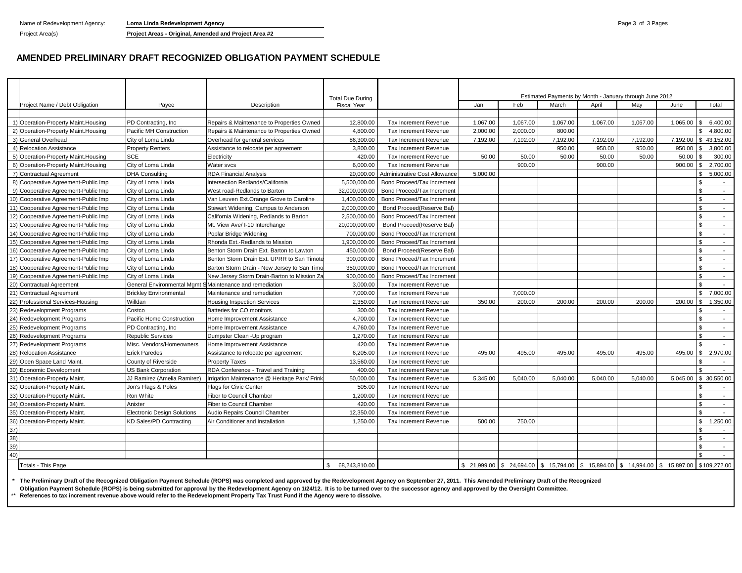Name of Redevelopment Agency: **Loma Linda Redevelopment Agency**

Project Area(s) **Project Areas - Original, Amended and Project Area #2**

## AMENDED PRELIMINARY DRAFT RECOGNIZED OBLIGATION PAYMENT SCHEDULE

| | Project Name / Debt Obligation | Payee | Description | Total Due During Fiscal Year | | Estimated Payments by Month - January through June 2012 Jan | Feb | March | April | May | June | Total |
|---|---|---|---|---|---|---|---|---|---|---|---|---|
| 1) | Operation-Property Maint.Housing | PD Contracting, Inc | Repairs & Maintenance to Properties Owned | 12,800.00 | Tax Increment Revenue | 1,067.00 | 1,067.00 | 1,067.00 | 1,067.00 | 1,067.00 | 1,065.00 | $ 6,400.00 |
| 2) | Operation-Property Maint.Housing | Pacific MH Construction | Repairs & Maintenance to Properties Owned | 4,800.00 | Tax Increment Revenue | 2,000.00 | 2,000.00 | 800.00 | | | | $ 4,800.00 |
| 3) | General Overhead | City of Loma Linda | Overhead for general services | 86,300.00 | Tax Increment Revenue | 7,192.00 | 7,192.00 | 7,192.00 | 7,192.00 | 7,192.00 | 7,192.00 | $ 43,152.00 |
| 4) | Relocation Assistance | Property Renters | Assistance to relocate per agreement | 3,800.00 | Tax Increment Revenue | | | 950.00 | 950.00 | 950.00 | 950.00 | $ 3,800.00 |
| 5) | Operation-Property Maint.Housing | SCE | Electricity | 420.00 | Tax Increment Revenue | 50.00 | 50.00 | 50.00 | 50.00 | 50.00 | 50.00 | $ 300.00 |
| 6) | Operation-Property Maint.Housing | City of Loma Linda | Water svcs | 6,000.00 | Tax Increment Revenue | | 900.00 | | 900.00 | | 900.00 | $ 2,700.00 |
| 7) | Contractual Agreement | DHA Consulting | RDA Financial Analysis | 20,000.00 | Administrative Cost Allowance | 5,000.00 | | | | | | $ 5,000.00 |
| 8) | Cooperative Agreement-Public Imp | City of Loma Linda | Intersection Redlands/California | 5,500,000.00 | Bond Proceed/Tax Increment | | | | | | | $ - |
| 9) | Cooperative Agreement-Public Imp | City of Loma Linda | West road-Redlands to Barton | 32,000,000.00 | Bond Proceed/Tax Increment | | | | | | | $ - |
| 10) | Cooperative Agreement-Public Imp | City of Loma Linda | Van Leuven Ext.Orange Grove to Caroline | 1,400,000.00 | Bond Proceed/Tax Increment | | | | | | | $ - |
| 11) | Cooperative Agreement-Public Imp | City of Loma Linda | Stewart Widening, Campus to Anderson | 2,000,000.00 | Bond Proceed(Reserve Bal) | | | | | | | $ - |
| 12) | Cooperative Agreement-Public Imp | City of Loma Linda | California Widening, Redlands to Barton | 2,500,000.00 | Bond Proceed/Tax Increment | | | | | | | $ - |
| 13) | Cooperative Agreement-Public Imp | City of Loma Linda | Mt. View Ave/ I-10 Interchange | 20,000,000.00 | Bond Proceed(Reserve Bal) | | | | | | | $ - |
| 14) | Cooperative Agreement-Public Imp | City of Loma Linda | Poplar Bridge Widening | 700,000.00 | Bond Proceed/Tax Increment | | | | | | | $ - |
| 15) | Cooperative Agreement-Public Imp | City of Loma Linda | Rhonda Ext.-Redlands to Mission | 1,900,000.00 | Bond Proceed/Tax Increment | | | | | | | $ - |
| 16) | Cooperative Agreement-Public Imp | City of Loma Linda | Benton Storm Drain Ext. Barton to Lawton | 450,000.00 | Bond Proceed(Reserve Bal) | | | | | | | $ - |
| 17) | Cooperative Agreement-Public Imp | City of Loma Linda | Benton Storm Drain Ext. UPRR to San Timote | 300,000.00 | Bond Proceed/Tax Increment | | | | | | | $ - |
| 18) | Cooperative Agreement-Public Imp | City of Loma Linda | Barton Storm Drain - New Jersey to San Timo | 350,000.00 | Bond Proceed/Tax Increment | | | | | | | $ - |
| 19) | Cooperative Agreement-Public Imp | City of Loma Linda | New Jersey Storm Drain-Barton to Mission Za | 900,000.00 | Bond Proceed/Tax Increment | | | | | | | $ - |
| 20) | Contractual Agreement | General Environmental Mgmt S | Maintenance and remediation | 3,000.00 | Tax Increment Revenue | | | | | | | $ - |
| 21) | Contractual Agreement | Brickley Environmental | Maintenance and remediation | 7,000.00 | Tax Increment Revenue | | 7,000.00 | | | | | $ 7,000.00 |
| 22) | Professional Services-Housing | Willdan | Housing Inspection Services | 2,350.00 | Tax Increment Revenue | 350.00 | 200.00 | 200.00 | 200.00 | 200.00 | 200.00 | $ 1,350.00 |
| 23) | Redevelopment Programs | Costco | Batteries for CO monitors | 300.00 | Tax Increment Revenue | | | | | | | $ - |
| 24) | Redevelopment Programs | Pacific Home Construction | Home Improvement Assistance | 4,700.00 | Tax Increment Revenue | | | | | | | $ - |
| 25) | Redevelopment Programs | PD Contracting, Inc | Home Improvement Assistance | 4,760.00 | Tax Increment Revenue | | | | | | | $ - |
| 26) | Redevelopment Programs | Republic Services | Dumpster Clean -Up program | 1,270.00 | Tax Increment Revenue | | | | | | | $ - |
| 27) | Redevelopment Programs | Misc. Vendors/Homeowners | Home Improvement Assistance | 420.00 | Tax Increment Revenue | | | | | | | $ - |
| 28) | Relocation Assistance | Erick Paredes | Assistance to relocate per agreement | 6,205.00 | Tax Increment Revenue | 495.00 | 495.00 | 495.00 | 495.00 | 495.00 | 495.00 | $ 2,970.00 |
| 29) | Open Space Land Maint. | County of Riverside | Property Taxes | 13,560.00 | Tax Increment Revenue | | | | | | | $ - |
| 30) | Economic Development | US Bank Corporation | RDA Conference - Travel and Training | 400.00 | Tax Increment Revenue | | | | | | | $ - |
| 31) | Operation-Property Maint. | JJ Ramirez (Amelia Ramirez) | Irrigation Maintenance @ Heritage Park/ Frink | 50,000.00 | Tax Increment Revenue | 5,345.00 | 5,040.00 | 5,040.00 | 5,040.00 | 5,040.00 | 5,045.00 | $ 30,550.00 |
| 32) | Operation-Property Maint. | Jon's Flags & Poles | Flags for Civic Center | 505.00 | Tax Increment Revenue | | | | | | | $ - |
| 33) | Operation-Property Maint. | Ron White | Fiber to Council Chamber | 1,200.00 | Tax Increment Revenue | | | | | | | $ - |
| 34) | Operation-Property Maint. | Anixter | Fiber to Council Chamber | 420.00 | Tax Increment Revenue | | | | | | | $ - |
| 35) | Operation-Property Maint. | Electronic Design Solutions | Audio Repairs Council Chamber | 12,350.00 | Tax Increment Revenue | | | | | | | $ - |
| 36) | Operation-Property Maint. | KD Sales/PD Contracting | Air Conditioner and Installation | 1,250.00 | Tax Increment Revenue | 500.00 | 750.00 | | | | | $ 1,250.00 |
| 37) | | | | | | | | | | | | $ - |
| 38) | | | | | | | | | | | | $ - |
| 39) | | | | | | | | | | | | $ - |
| 40) | | | | | | | | | | | | $ - |
| | Totals - This Page | | | $ 68,243,810.00 | | $ 21,999.00 | $ 24,694.00 | $ 15,794.00 | $ 15,894.00 | $ 14,994.00 | $ 15,897.00 | $109,272.00 |

\* **The Preliminary Draft of the Recognized Obligation Payment Schedule (ROPS) was completed and approved by the Redevelopment Agency on September 27, 2011. This Amended Preliminary Draft of the Recognized Obligation Payment Schedule (ROPS) is being submitted for approval by the Redevelopment Agency on 1/24/12. It is to be turned over to the successor agency and approved by the Oversight Committee.**

\*\* **References to tax increment revenue above would refer to the Redevelopment Property Tax Trust Fund if the Agency were to dissolve.**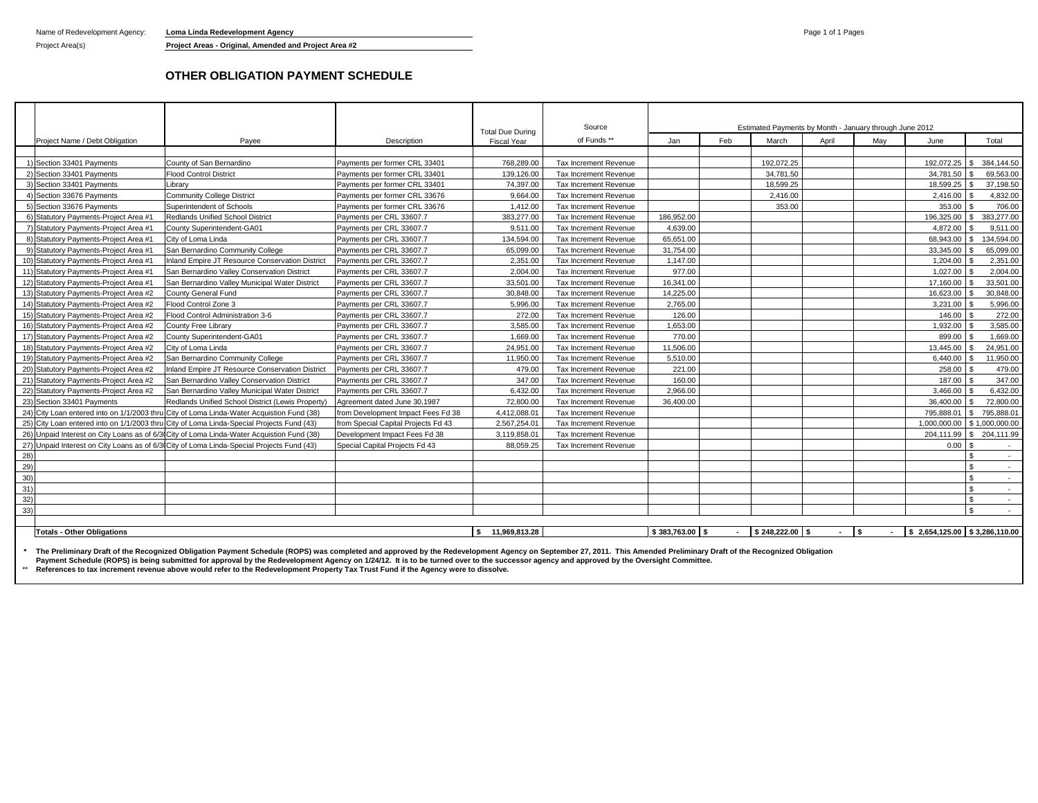Name of Redevelopment Agency: **Loma Linda Redevelopment Agency**

Project Area(s) **Project Areas - Original, Amended and Project Area #2**

## OTHER OBLIGATION PAYMENT SCHEDULE

| | Project Name / Debt Obligation | Payee | Description | Total Due During Fiscal Year | Source of Funds ** | Estimated Payments by Month - January through June 2012 Jan | Feb | March | April | May | June | Total |
|---|---|---|---|---|---|---|---|---|---|---|---|---|
| 1) | Section 33401 Payments | County of San Bernardino | Payments per former CRL 33401 | 768,289.00 | Tax Increment Revenue | | | 192,072.25 | | | 192,072.25 | $ 384,144.50 |
| 2) | Section 33401 Payments | Flood Control District | Payments per former CRL 33401 | 139,126.00 | Tax Increment Revenue | | | 34,781.50 | | | 34,781.50 | $ 69,563.00 |
| 3) | Section 33401 Payments | Library | Payments per former CRL 33401 | 74,397.00 | Tax Increment Revenue | | | 18,599.25 | | | 18,599.25 | $ 37,198.50 |
| 4) | Section 33676 Payments | Community College District | Payments per former CRL 33676 | 9,664.00 | Tax Increment Revenue | | | 2,416.00 | | | 2,416.00 | $ 4,832.00 |
| 5) | Section 33676 Payments | Superintendent of Schools | Payments per former CRL 33676 | 1,412.00 | Tax Increment Revenue | | | 353.00 | | | 353.00 | $ 706.00 |
| 6) | Statutory Payments-Project Area #1 | Redlands Unified School District | Payments per CRL 33607.7 | 383,277.00 | Tax Increment Revenue | 186,952.00 | | | | | 196,325.00 | $ 383,277.00 |
| 7) | Statutory Payments-Project Area #1 | County Superintendent-GA01 | Payments per CRL 33607.7 | 9,511.00 | Tax Increment Revenue | 4,639.00 | | | | | 4,872.00 | $ 9,511.00 |
| 8) | Statutory Payments-Project Area #1 | City of Loma Linda | Payments per CRL 33607.7 | 134,594.00 | Tax Increment Revenue | 65,651.00 | | | | | 68,943.00 | $ 134,594.00 |
| 9) | Statutory Payments-Project Area #1 | San Bernardino Community College | Payments per CRL 33607.7 | 65,099.00 | Tax Increment Revenue | 31,754.00 | | | | | 33,345.00 | $ 65,099.00 |
| 10) | Statutory Payments-Project Area #1 | Inland Empire JT Resource Conservation District | Payments per CRL 33607.7 | 2,351.00 | Tax Increment Revenue | 1,147.00 | | | | | 1,204.00 | $ 2,351.00 |
| 11) | Statutory Payments-Project Area #1 | San Bernardino Valley Conservation District | Payments per CRL 33607.7 | 2,004.00 | Tax Increment Revenue | 977.00 | | | | | 1,027.00 | $ 2,004.00 |
| 12) | Statutory Payments-Project Area #1 | San Bernardino Valley Municipal Water District | Payments per CRL 33607.7 | 33,501.00 | Tax Increment Revenue | 16,341.00 | | | | | 17,160.00 | $ 33,501.00 |
| 13) | Statutory Payments-Project Area #2 | County General Fund | Payments per CRL 33607.7 | 30,848.00 | Tax Increment Revenue | 14,225.00 | | | | | 16,623.00 | $ 30,848.00 |
| 14) | Statutory Payments-Project Area #2 | Flood Control Zone 3 | Payments per CRL 33607.7 | 5,996.00 | Tax Increment Revenue | 2,765.00 | | | | | 3,231.00 | $ 5,996.00 |
| 15) | Statutory Payments-Project Area #2 | Flood Control Administration 3-6 | Payments per CRL 33607.7 | 272.00 | Tax Increment Revenue | 126.00 | | | | | 146.00 | $ 272.00 |
| 16) | Statutory Payments-Project Area #2 | County Free Library | Payments per CRL 33607.7 | 3,585.00 | Tax Increment Revenue | 1,653.00 | | | | | 1,932.00 | $ 3,585.00 |
| 17) | Statutory Payments-Project Area #2 | County Superintendent-GA01 | Payments per CRL 33607.7 | 1,669.00 | Tax Increment Revenue | 770.00 | | | | | 899.00 | $ 1,669.00 |
| 18) | Statutory Payments-Project Area #2 | City of Loma Linda | Payments per CRL 33607.7 | 24,951.00 | Tax Increment Revenue | 11,506.00 | | | | | 13,445.00 | $ 24,951.00 |
| 19) | Statutory Payments-Project Area #2 | San Bernardino Community College | Payments per CRL 33607.7 | 11,950.00 | Tax Increment Revenue | 5,510.00 | | | | | 6,440.00 | $ 11,950.00 |
| 20) | Statutory Payments-Project Area #2 | Inland Empire JT Resource Conservation District | Payments per CRL 33607.7 | 479.00 | Tax Increment Revenue | 221.00 | | | | | 258.00 | $ 479.00 |
| 21) | Statutory Payments-Project Area #2 | San Bernardino Valley Conservation District | Payments per CRL 33607.7 | 347.00 | Tax Increment Revenue | 160.00 | | | | | 187.00 | $ 347.00 |
| 22) | Statutory Payments-Project Area #2 | San Bernardino Valley Municipal Water District | Payments per CRL 33607.7 | 6,432.00 | Tax Increment Revenue | 2,966.00 | | | | | 3,466.00 | $ 6,432.00 |
| 23) | Section 33401 Payments | Redlands Unified School District (Lewis Property) | Agreement dated June 30,1987 | 72,800.00 | Tax Increment Revenue | 36,400.00 | | | | | 36,400.00 | $ 72,800.00 |
| 24) | City Loan entered into on 1/1/2003 thru | City of Loma Linda-Water Acquistion Fund (38) | from Development Impact Fees Fd 38 | 4,412,088.01 | Tax Increment Revenue | | | | | | 795,888.01 | $ 795,888.01 |
| 25) | City Loan entered into on 1/1/2003 thru | City of Loma Linda-Special Projects Fund (43) | from Special Capital Projects Fd 43 | 2,567,254.01 | Tax Increment Revenue | | | | | | 1,000,000.00 | $ 1,000,000.00 |
| 26) | Unpaid Interest on City Loans as of 6/30 | City of Loma Linda-Water Acquistion Fund (38) | Development Impact Fees Fd 38 | 3,119,858.01 | Tax Increment Revenue | | | | | | 204,111.99 | $ 204,111.99 |
| 27) | Unpaid Interest on City Loans as of 6/30 | City of Loma Linda-Special Projects Fund (43) | Special Capital Projects Fd 43 | 88,059.25 | Tax Increment Revenue | | | | | | 0.00 | $ - |
| 28) | | | | | | | | | | | | $ - |
| 29) | | | | | | | | | | | | $ - |
| 30) | | | | | | | | | | | | $ - |
| 31) | | | | | | | | | | | | $ - |
| 32) | | | | | | | | | | | | $ - |
| 33) | | | | | | | | | | | | $ - |
| | **Totals - Other Obligations** | | | **$ 11,969,813.28** | | **$ 383,763.00** | **$ -** | **$ 248,222.00** | **$ -** | **$ -** | **$ 2,654,125.00** | **$ 3,286,110.00** |

\* **The Preliminary Draft of the Recognized Obligation Payment Schedule (ROPS) was completed and approved by the Redevelopment Agency on September 27, 2011. This Amended Preliminary Draft of the Recognized Obligation Payment Schedule (ROPS) is being submitted for approval by the Redevelopment Agency on 1/24/12. It is to be turned over to the successor agency and approved by the Oversight Committee.**

\** **References to tax increment revenue above would refer to the Redevelopment Property Tax Trust Fund if the Agency were to dissolve.**